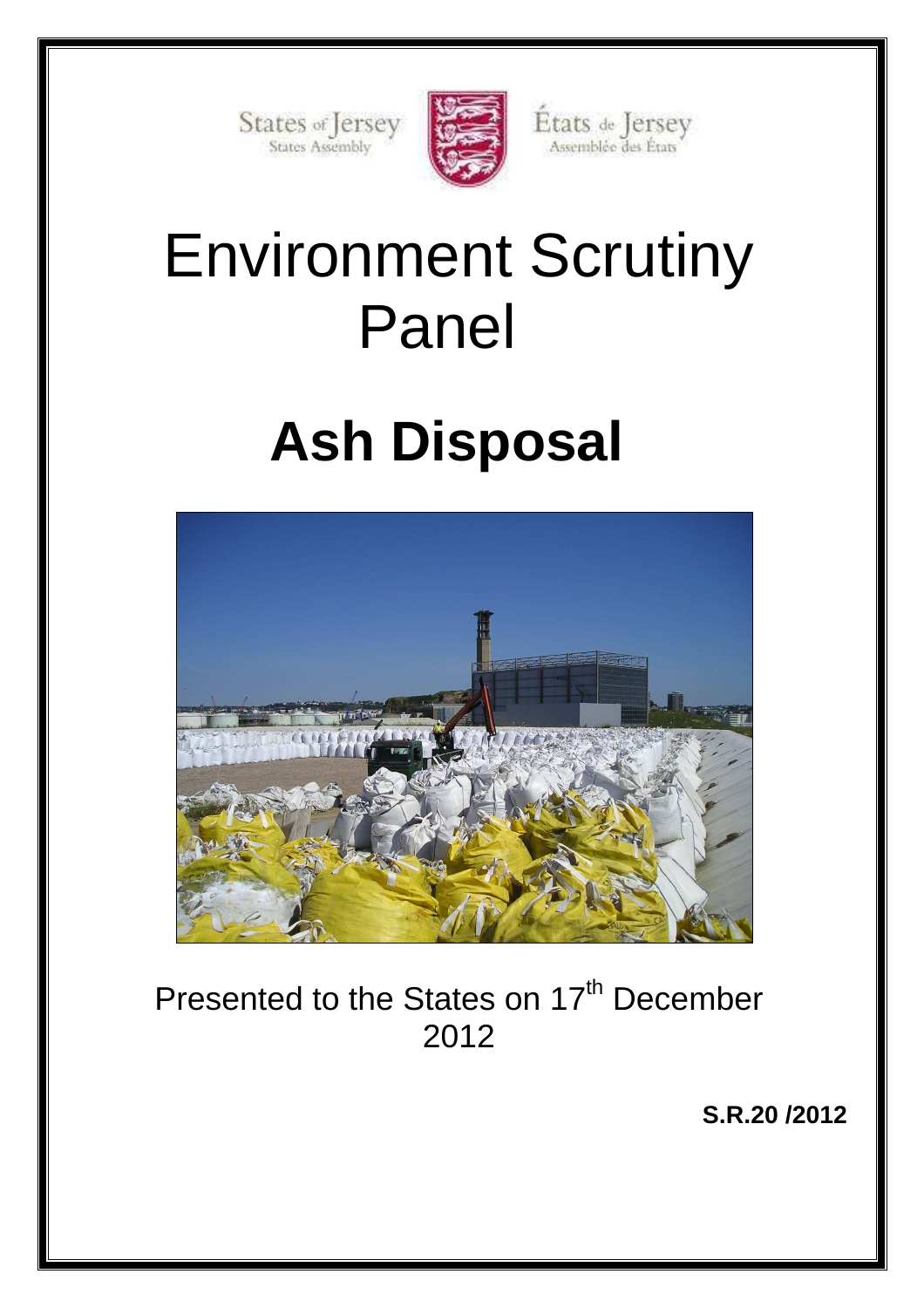States of Jersey
States Assembly

États de Jersey
Assemblée des États

# Environment Scrutiny Panel

# Ash Disposal

Presented to the States on 17th December 2012

**S.R.20 /2012**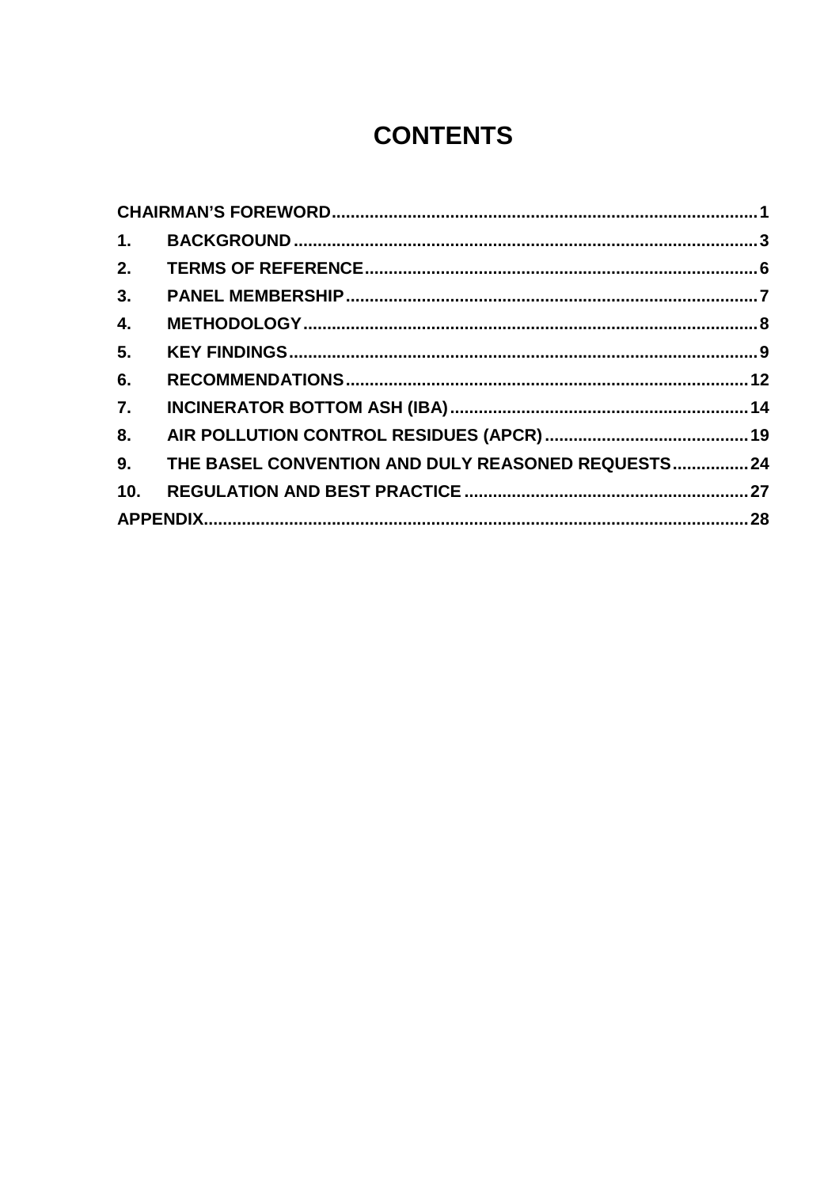# CONTENTS

CHAIRMAN'S FOREWORD.......................................................................................1

1. BACKGROUND.................................................................................................3
2. TERMS OF REFERENCE.................................................................................6
3. PANEL MEMBERSHIP......................................................................................7
4. METHODOLOGY..............................................................................................8
5. KEY FINDINGS.................................................................................................9
6. RECOMMENDATIONS....................................................................................12
7. INCINERATOR BOTTOM ASH (IBA)..............................................................14
8. AIR POLLUTION CONTROL RESIDUES (APCR)...........................................19
9. THE BASEL CONVENTION AND DULY REASONED REQUESTS................24
10. REGULATION AND BEST PRACTICE...........................................................27

APPENDIX...............................................................................................................28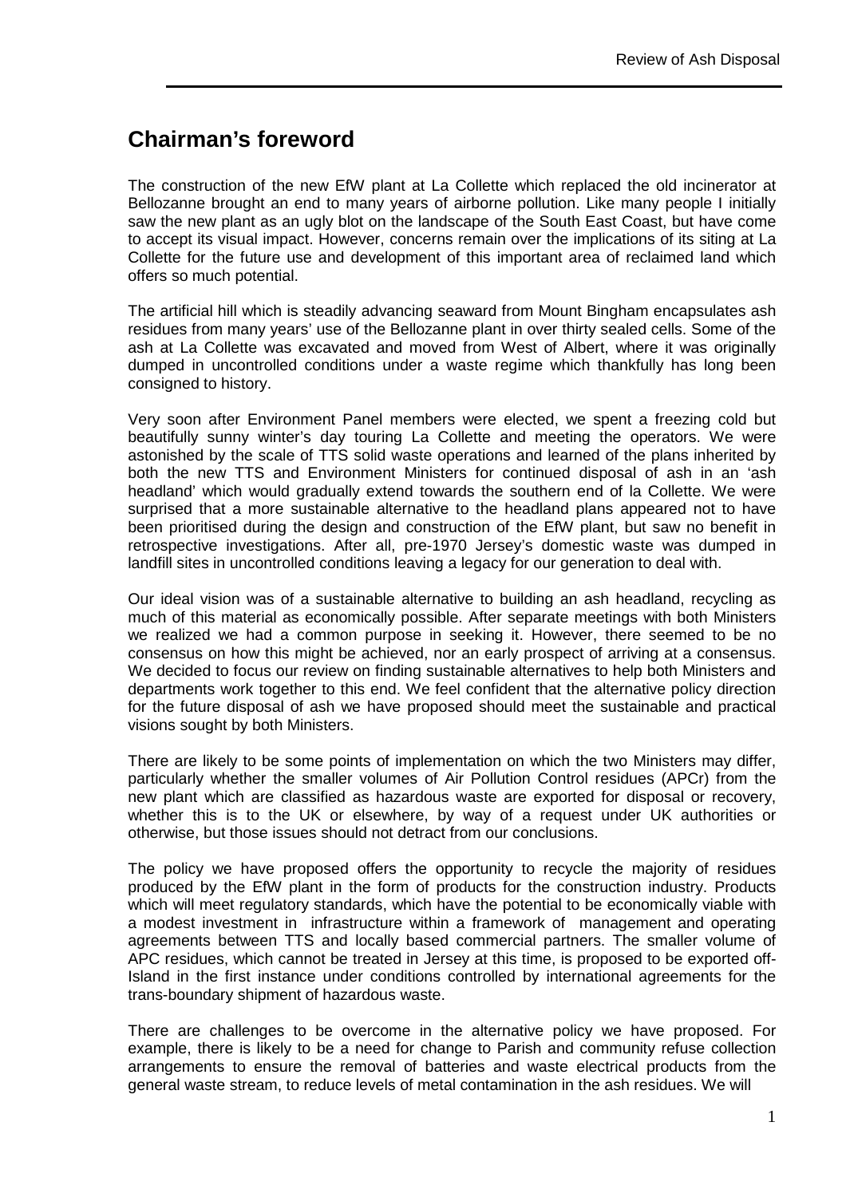## Chairman's foreword

The construction of the new EfW plant at La Collette which replaced the old incinerator at Bellozanne brought an end to many years of airborne pollution. Like many people I initially saw the new plant as an ugly blot on the landscape of the South East Coast, but have come to accept its visual impact. However, concerns remain over the implications of its siting at La Collette for the future use and development of this important area of reclaimed land which offers so much potential.

The artificial hill which is steadily advancing seaward from Mount Bingham encapsulates ash residues from many years' use of the Bellozanne plant in over thirty sealed cells. Some of the ash at La Collette was excavated and moved from West of Albert, where it was originally dumped in uncontrolled conditions under a waste regime which thankfully has long been consigned to history.

Very soon after Environment Panel members were elected, we spent a freezing cold but beautifully sunny winter's day touring La Collette and meeting the operators. We were astonished by the scale of TTS solid waste operations and learned of the plans inherited by both the new TTS and Environment Ministers for continued disposal of ash in an 'ash headland' which would gradually extend towards the southern end of la Collette. We were surprised that a more sustainable alternative to the headland plans appeared not to have been prioritised during the design and construction of the EfW plant, but saw no benefit in retrospective investigations. After all, pre-1970 Jersey's domestic waste was dumped in landfill sites in uncontrolled conditions leaving a legacy for our generation to deal with.

Our ideal vision was of a sustainable alternative to building an ash headland, recycling as much of this material as economically possible. After separate meetings with both Ministers we realized we had a common purpose in seeking it. However, there seemed to be no consensus on how this might be achieved, nor an early prospect of arriving at a consensus. We decided to focus our review on finding sustainable alternatives to help both Ministers and departments work together to this end. We feel confident that the alternative policy direction for the future disposal of ash we have proposed should meet the sustainable and practical visions sought by both Ministers.

There are likely to be some points of implementation on which the two Ministers may differ, particularly whether the smaller volumes of Air Pollution Control residues (APCr) from the new plant which are classified as hazardous waste are exported for disposal or recovery, whether this is to the UK or elsewhere, by way of a request under UK authorities or otherwise, but those issues should not detract from our conclusions.

The policy we have proposed offers the opportunity to recycle the majority of residues produced by the EfW plant in the form of products for the construction industry. Products which will meet regulatory standards, which have the potential to be economically viable with a modest investment in infrastructure within a framework of management and operating agreements between TTS and locally based commercial partners. The smaller volume of APC residues, which cannot be treated in Jersey at this time, is proposed to be exported off-Island in the first instance under conditions controlled by international agreements for the trans-boundary shipment of hazardous waste.

There are challenges to be overcome in the alternative policy we have proposed. For example, there is likely to be a need for change to Parish and community refuse collection arrangements to ensure the removal of batteries and waste electrical products from the general waste stream, to reduce levels of metal contamination in the ash residues. We will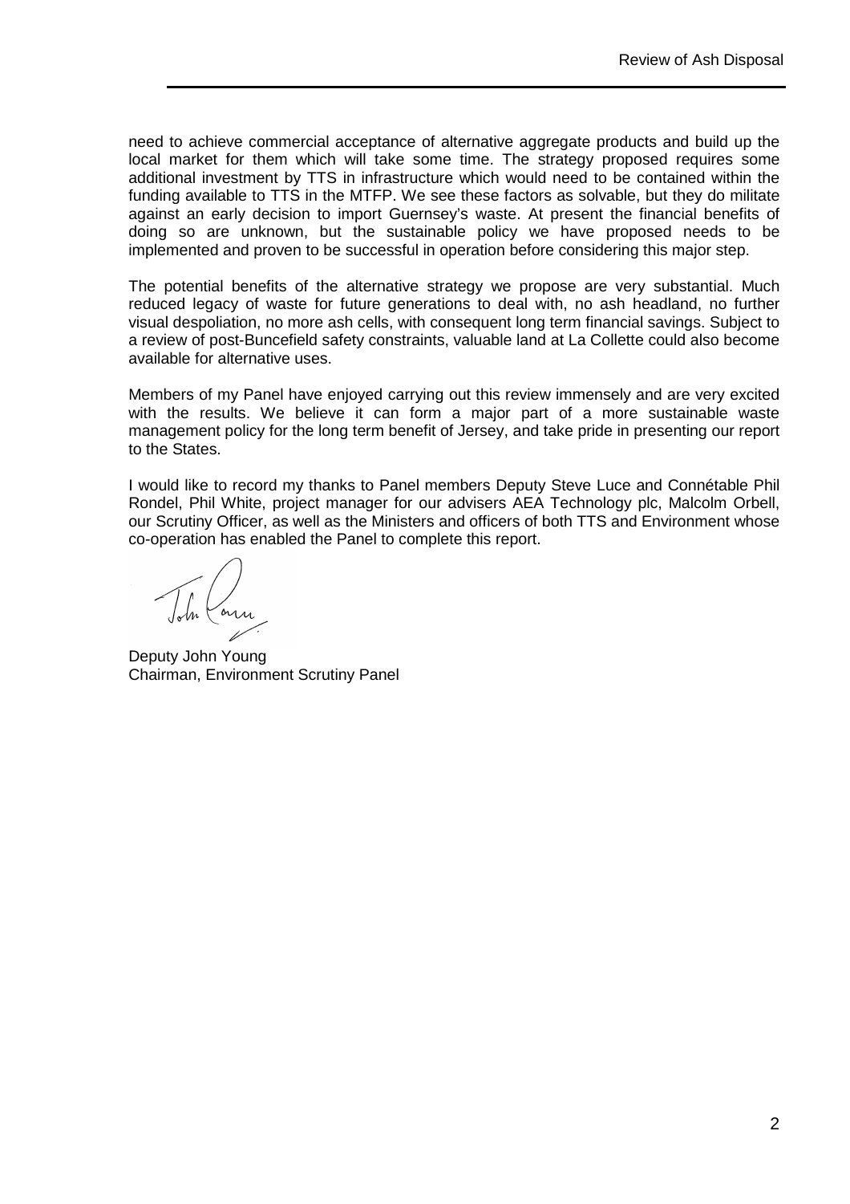need to achieve commercial acceptance of alternative aggregate products and build up the local market for them which will take some time. The strategy proposed requires some additional investment by TTS in infrastructure which would need to be contained within the funding available to TTS in the MTFP. We see these factors as solvable, but they do militate against an early decision to import Guernsey's waste. At present the financial benefits of doing so are unknown, but the sustainable policy we have proposed needs to be implemented and proven to be successful in operation before considering this major step.

The potential benefits of the alternative strategy we propose are very substantial. Much reduced legacy of waste for future generations to deal with, no ash headland, no further visual despoliation, no more ash cells, with consequent long term financial savings. Subject to a review of post-Buncefield safety constraints, valuable land at La Collette could also become available for alternative uses.

Members of my Panel have enjoyed carrying out this review immensely and are very excited with the results. We believe it can form a major part of a more sustainable waste management policy for the long term benefit of Jersey, and take pride in presenting our report to the States.

I would like to record my thanks to Panel members Deputy Steve Luce and Connétable Phil Rondel, Phil White, project manager for our advisers AEA Technology plc, Malcolm Orbell, our Scrutiny Officer, as well as the Ministers and officers of both TTS and Environment whose co-operation has enabled the Panel to complete this report.

Deputy John Young
Chairman, Environment Scrutiny Panel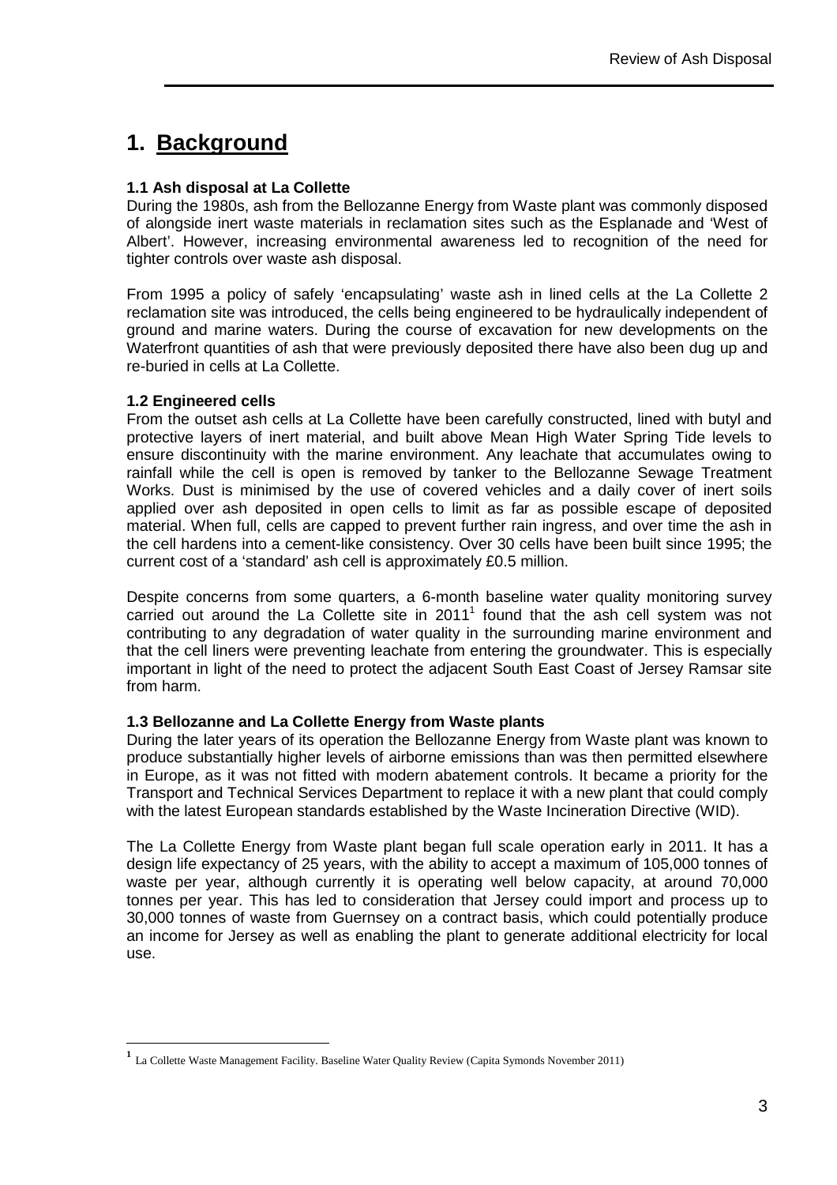# 1. Background

### 1.1 Ash disposal at La Collette

During the 1980s, ash from the Bellozanne Energy from Waste plant was commonly disposed of alongside inert waste materials in reclamation sites such as the Esplanade and 'West of Albert'. However, increasing environmental awareness led to recognition of the need for tighter controls over waste ash disposal.

From 1995 a policy of safely 'encapsulating' waste ash in lined cells at the La Collette 2 reclamation site was introduced, the cells being engineered to be hydraulically independent of ground and marine waters. During the course of excavation for new developments on the Waterfront quantities of ash that were previously deposited there have also been dug up and re-buried in cells at La Collette.

### 1.2 Engineered cells

From the outset ash cells at La Collette have been carefully constructed, lined with butyl and protective layers of inert material, and built above Mean High Water Spring Tide levels to ensure discontinuity with the marine environment. Any leachate that accumulates owing to rainfall while the cell is open is removed by tanker to the Bellozanne Sewage Treatment Works. Dust is minimised by the use of covered vehicles and a daily cover of inert soils applied over ash deposited in open cells to limit as far as possible escape of deposited material. When full, cells are capped to prevent further rain ingress, and over time the ash in the cell hardens into a cement-like consistency. Over 30 cells have been built since 1995; the current cost of a 'standard' ash cell is approximately £0.5 million.

Despite concerns from some quarters, a 6-month baseline water quality monitoring survey carried out around the La Collette site in 2011[1] found that the ash cell system was not contributing to any degradation of water quality in the surrounding marine environment and that the cell liners were preventing leachate from entering the groundwater. This is especially important in light of the need to protect the adjacent South East Coast of Jersey Ramsar site from harm.

### 1.3 Bellozanne and La Collette Energy from Waste plants

During the later years of its operation the Bellozanne Energy from Waste plant was known to produce substantially higher levels of airborne emissions than was then permitted elsewhere in Europe, as it was not fitted with modern abatement controls. It became a priority for the Transport and Technical Services Department to replace it with a new plant that could comply with the latest European standards established by the Waste Incineration Directive (WID).

The La Collette Energy from Waste plant began full scale operation early in 2011. It has a design life expectancy of 25 years, with the ability to accept a maximum of 105,000 tonnes of waste per year, although currently it is operating well below capacity, at around 70,000 tonnes per year. This has led to consideration that Jersey could import and process up to 30,000 tonnes of waste from Guernsey on a contract basis, which could potentially produce an income for Jersey as well as enabling the plant to generate additional electricity for local use.

[1] La Collette Waste Management Facility. Baseline Water Quality Review (Capita Symonds November 2011)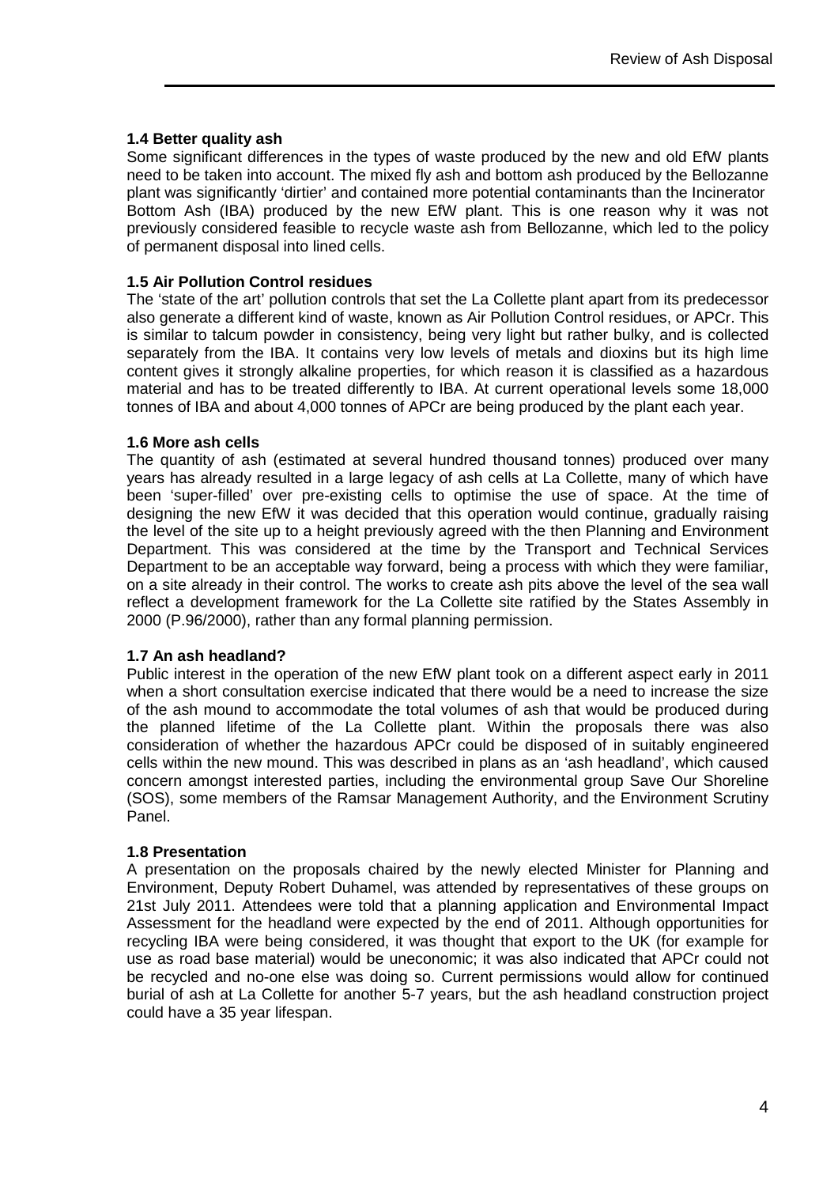### 1.4 Better quality ash

Some significant differences in the types of waste produced by the new and old EfW plants need to be taken into account. The mixed fly ash and bottom ash produced by the Bellozanne plant was significantly 'dirtier' and contained more potential contaminants than the Incinerator Bottom Ash (IBA) produced by the new EfW plant. This is one reason why it was not previously considered feasible to recycle waste ash from Bellozanne, which led to the policy of permanent disposal into lined cells.

### 1.5 Air Pollution Control residues

The 'state of the art' pollution controls that set the La Collette plant apart from its predecessor also generate a different kind of waste, known as Air Pollution Control residues, or APCr. This is similar to talcum powder in consistency, being very light but rather bulky, and is collected separately from the IBA. It contains very low levels of metals and dioxins but its high lime content gives it strongly alkaline properties, for which reason it is classified as a hazardous material and has to be treated differently to IBA. At current operational levels some 18,000 tonnes of IBA and about 4,000 tonnes of APCr are being produced by the plant each year.

### 1.6 More ash cells

The quantity of ash (estimated at several hundred thousand tonnes) produced over many years has already resulted in a large legacy of ash cells at La Collette, many of which have been 'super-filled' over pre-existing cells to optimise the use of space. At the time of designing the new EfW it was decided that this operation would continue, gradually raising the level of the site up to a height previously agreed with the then Planning and Environment Department. This was considered at the time by the Transport and Technical Services Department to be an acceptable way forward, being a process with which they were familiar, on a site already in their control. The works to create ash pits above the level of the sea wall reflect a development framework for the La Collette site ratified by the States Assembly in 2000 (P.96/2000), rather than any formal planning permission.

### 1.7 An ash headland?

Public interest in the operation of the new EfW plant took on a different aspect early in 2011 when a short consultation exercise indicated that there would be a need to increase the size of the ash mound to accommodate the total volumes of ash that would be produced during the planned lifetime of the La Collette plant. Within the proposals there was also consideration of whether the hazardous APCr could be disposed of in suitably engineered cells within the new mound. This was described in plans as an 'ash headland', which caused concern amongst interested parties, including the environmental group Save Our Shoreline (SOS), some members of the Ramsar Management Authority, and the Environment Scrutiny Panel.

### 1.8 Presentation

A presentation on the proposals chaired by the newly elected Minister for Planning and Environment, Deputy Robert Duhamel, was attended by representatives of these groups on 21st July 2011. Attendees were told that a planning application and Environmental Impact Assessment for the headland were expected by the end of 2011. Although opportunities for recycling IBA were being considered, it was thought that export to the UK (for example for use as road base material) would be uneconomic; it was also indicated that APCr could not be recycled and no-one else was doing so. Current permissions would allow for continued burial of ash at La Collette for another 5-7 years, but the ash headland construction project could have a 35 year lifespan.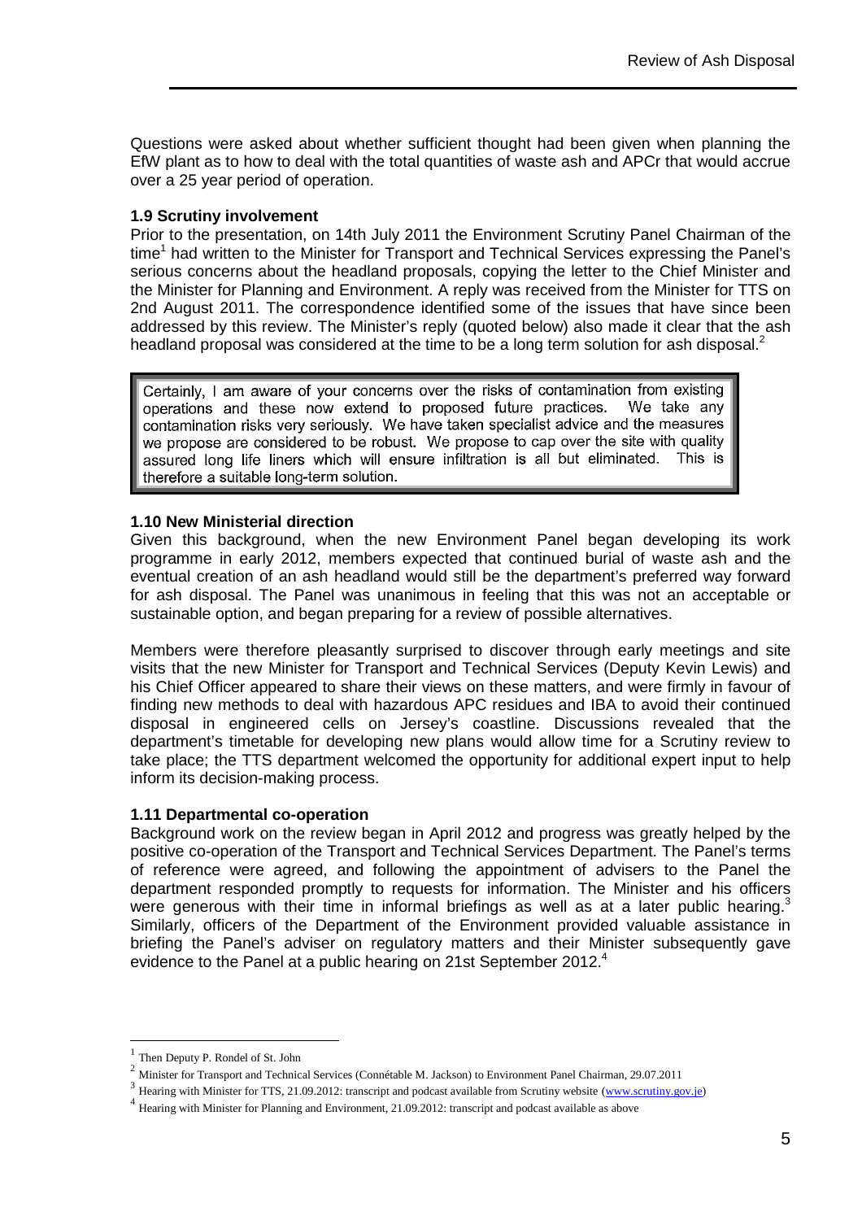Questions were asked about whether sufficient thought had been given when planning the EfW plant as to how to deal with the total quantities of waste ash and APCr that would accrue over a 25 year period of operation.

**1.9 Scrutiny involvement**

Prior to the presentation, on 14th July 2011 the Environment Scrutiny Panel Chairman of the time[1] had written to the Minister for Transport and Technical Services expressing the Panel's serious concerns about the headland proposals, copying the letter to the Chief Minister and the Minister for Planning and Environment. A reply was received from the Minister for TTS on 2nd August 2011. The correspondence identified some of the issues that have since been addressed by this review. The Minister's reply (quoted below) also made it clear that the ash headland proposal was considered at the time to be a long term solution for ash disposal.[2]

> Certainly, I am aware of your concerns over the risks of contamination from existing operations and these now extend to proposed future practices. We take any contamination risks very seriously. We have taken specialist advice and the measures we propose are considered to be robust. We propose to cap over the site with quality assured long life liners which will ensure infiltration is all but eliminated. This is therefore a suitable long-term solution.

**1.10 New Ministerial direction**

Given this background, when the new Environment Panel began developing its work programme in early 2012, members expected that continued burial of waste ash and the eventual creation of an ash headland would still be the department's preferred way forward for ash disposal. The Panel was unanimous in feeling that this was not an acceptable or sustainable option, and began preparing for a review of possible alternatives.

Members were therefore pleasantly surprised to discover through early meetings and site visits that the new Minister for Transport and Technical Services (Deputy Kevin Lewis) and his Chief Officer appeared to share their views on these matters, and were firmly in favour of finding new methods to deal with hazardous APC residues and IBA to avoid their continued disposal in engineered cells on Jersey's coastline. Discussions revealed that the department's timetable for developing new plans would allow time for a Scrutiny review to take place; the TTS department welcomed the opportunity for additional expert input to help inform its decision-making process.

**1.11 Departmental co-operation**

Background work on the review began in April 2012 and progress was greatly helped by the positive co-operation of the Transport and Technical Services Department. The Panel's terms of reference were agreed, and following the appointment of advisers to the Panel the department responded promptly to requests for information. The Minister and his officers were generous with their time in informal briefings as well as at a later public hearing.[3] Similarly, officers of the Department of the Environment provided valuable assistance in briefing the Panel's adviser on regulatory matters and their Minister subsequently gave evidence to the Panel at a public hearing on 21st September 2012.[4]

---

[1] Then Deputy P. Rondel of St. John

[2] Minister for Transport and Technical Services (Connétable M. Jackson) to Environment Panel Chairman, 29.07.2011

[3] Hearing with Minister for TTS, 21.09.2012: transcript and podcast available from Scrutiny website (www.scrutiny.gov.je)

[4] Hearing with Minister for Planning and Environment, 21.09.2012: transcript and podcast available as above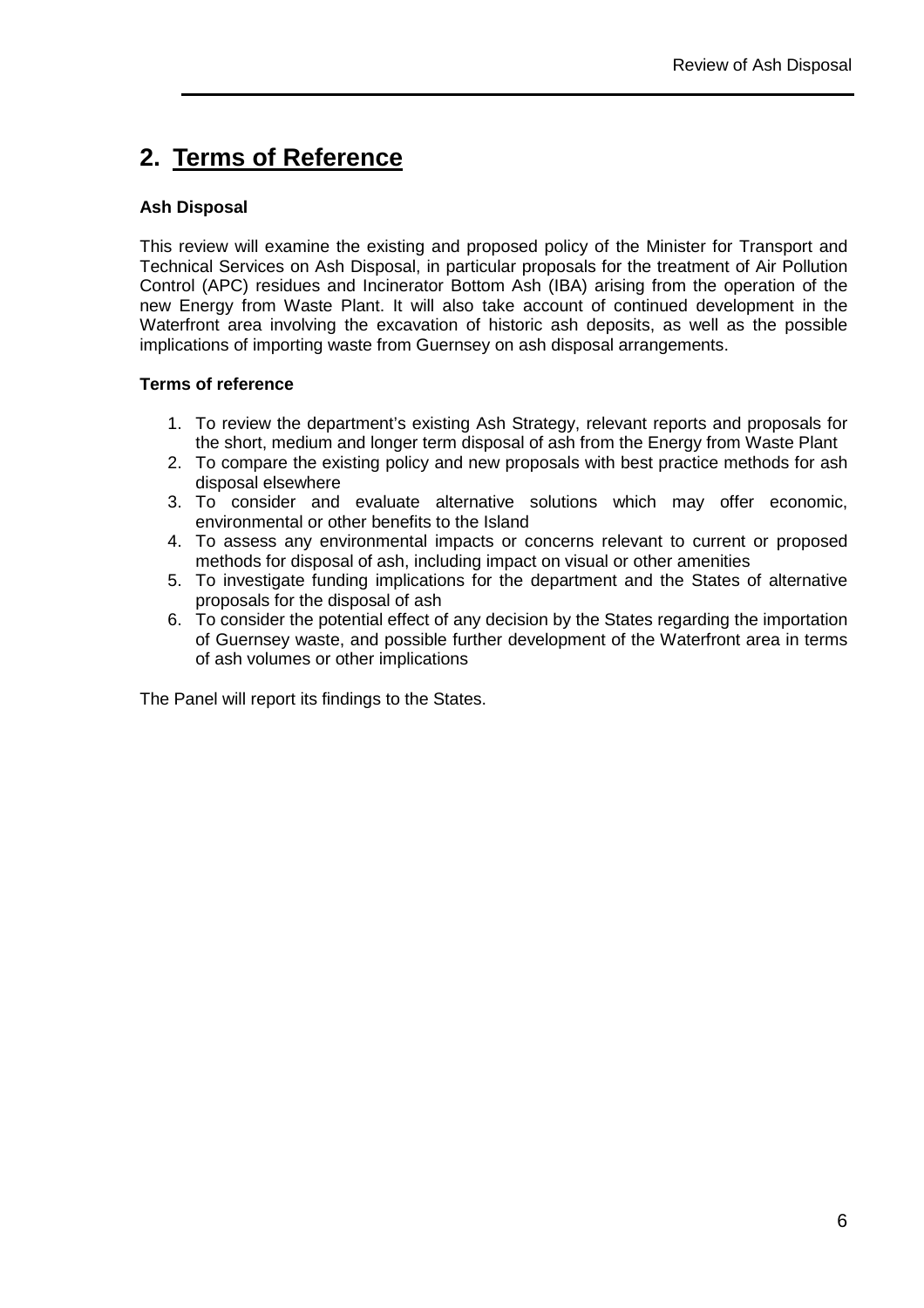## 2. Terms of Reference

**Ash Disposal**

This review will examine the existing and proposed policy of the Minister for Transport and Technical Services on Ash Disposal, in particular proposals for the treatment of Air Pollution Control (APC) residues and Incinerator Bottom Ash (IBA) arising from the operation of the new Energy from Waste Plant. It will also take account of continued development in the Waterfront area involving the excavation of historic ash deposits, as well as the possible implications of importing waste from Guernsey on ash disposal arrangements.

**Terms of reference**

1. To review the department's existing Ash Strategy, relevant reports and proposals for the short, medium and longer term disposal of ash from the Energy from Waste Plant
2. To compare the existing policy and new proposals with best practice methods for ash disposal elsewhere
3. To consider and evaluate alternative solutions which may offer economic, environmental or other benefits to the Island
4. To assess any environmental impacts or concerns relevant to current or proposed methods for disposal of ash, including impact on visual or other amenities
5. To investigate funding implications for the department and the States of alternative proposals for the disposal of ash
6. To consider the potential effect of any decision by the States regarding the importation of Guernsey waste, and possible further development of the Waterfront area in terms of ash volumes or other implications

The Panel will report its findings to the States.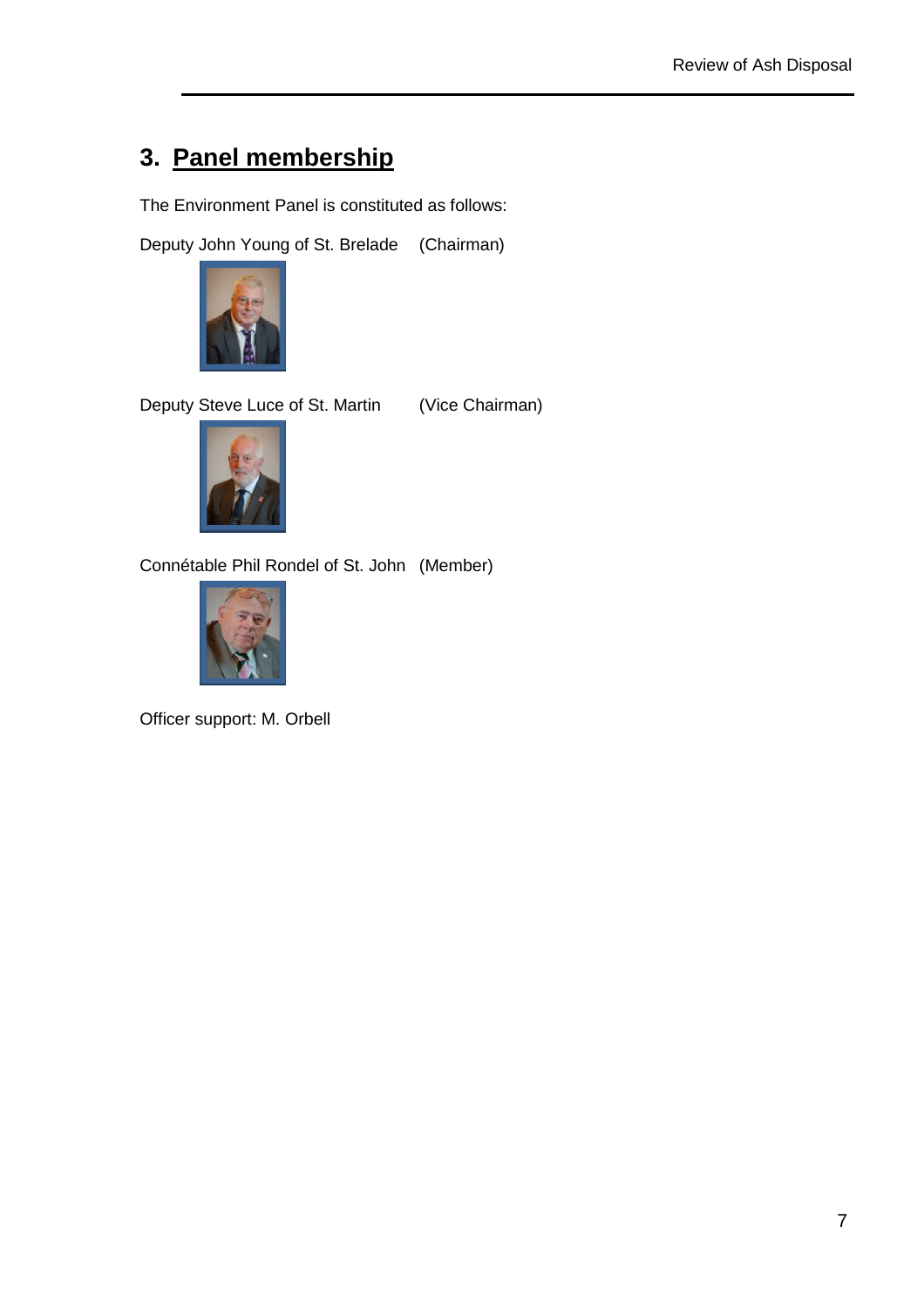## 3. Panel membership

The Environment Panel is constituted as follows:

Deputy John Young of St. Brelade (Chairman)

Deputy Steve Luce of St. Martin (Vice Chairman)

Connétable Phil Rondel of St. John (Member)

Officer support: M. Orbell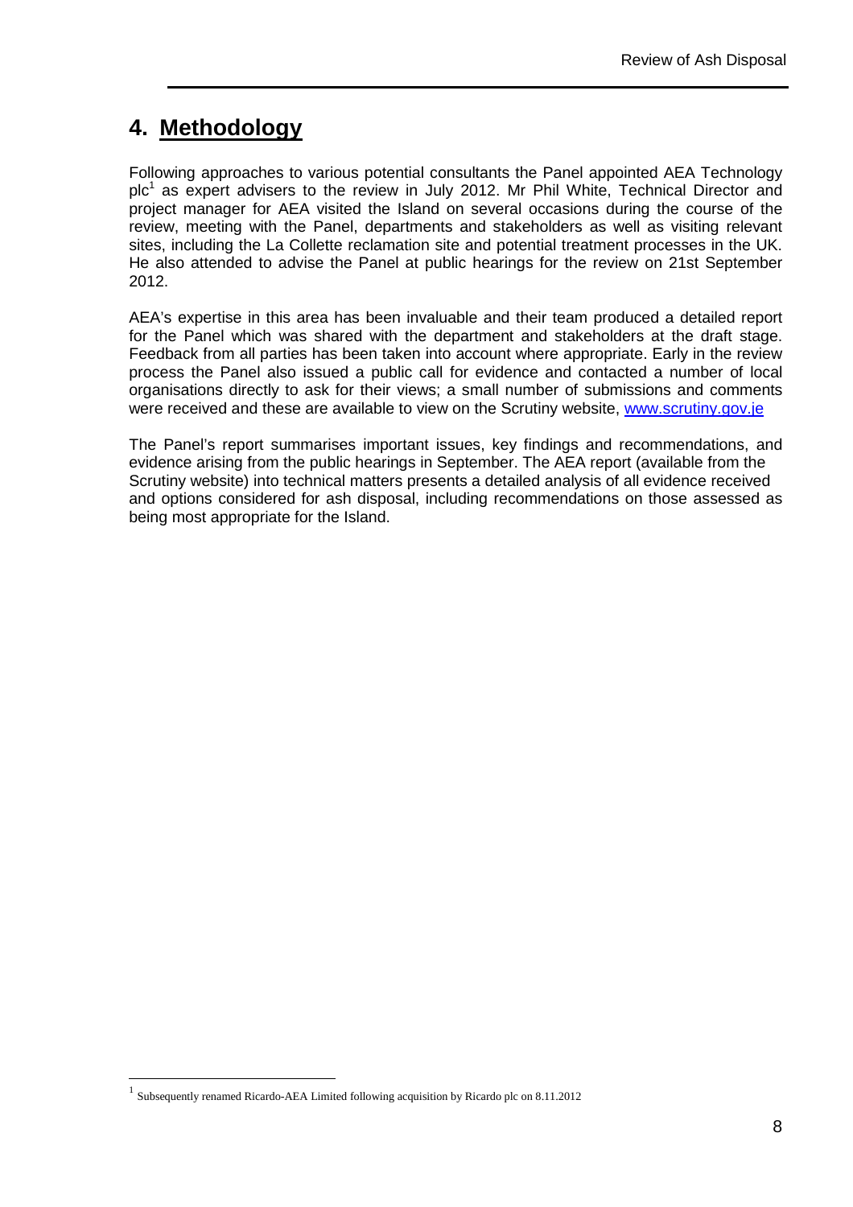# 4. Methodology

Following approaches to various potential consultants the Panel appointed AEA Technology plc[1] as expert advisers to the review in July 2012. Mr Phil White, Technical Director and project manager for AEA visited the Island on several occasions during the course of the review, meeting with the Panel, departments and stakeholders as well as visiting relevant sites, including the La Collette reclamation site and potential treatment processes in the UK. He also attended to advise the Panel at public hearings for the review on 21st September 2012.

AEA's expertise in this area has been invaluable and their team produced a detailed report for the Panel which was shared with the department and stakeholders at the draft stage. Feedback from all parties has been taken into account where appropriate. Early in the review process the Panel also issued a public call for evidence and contacted a number of local organisations directly to ask for their views; a small number of submissions and comments were received and these are available to view on the Scrutiny website, www.scrutiny.gov.je

The Panel's report summarises important issues, key findings and recommendations, and evidence arising from the public hearings in September. The AEA report (available from the Scrutiny website) into technical matters presents a detailed analysis of all evidence received and options considered for ash disposal, including recommendations on those assessed as being most appropriate for the Island.

[1] Subsequently renamed Ricardo-AEA Limited following acquisition by Ricardo plc on 8.11.2012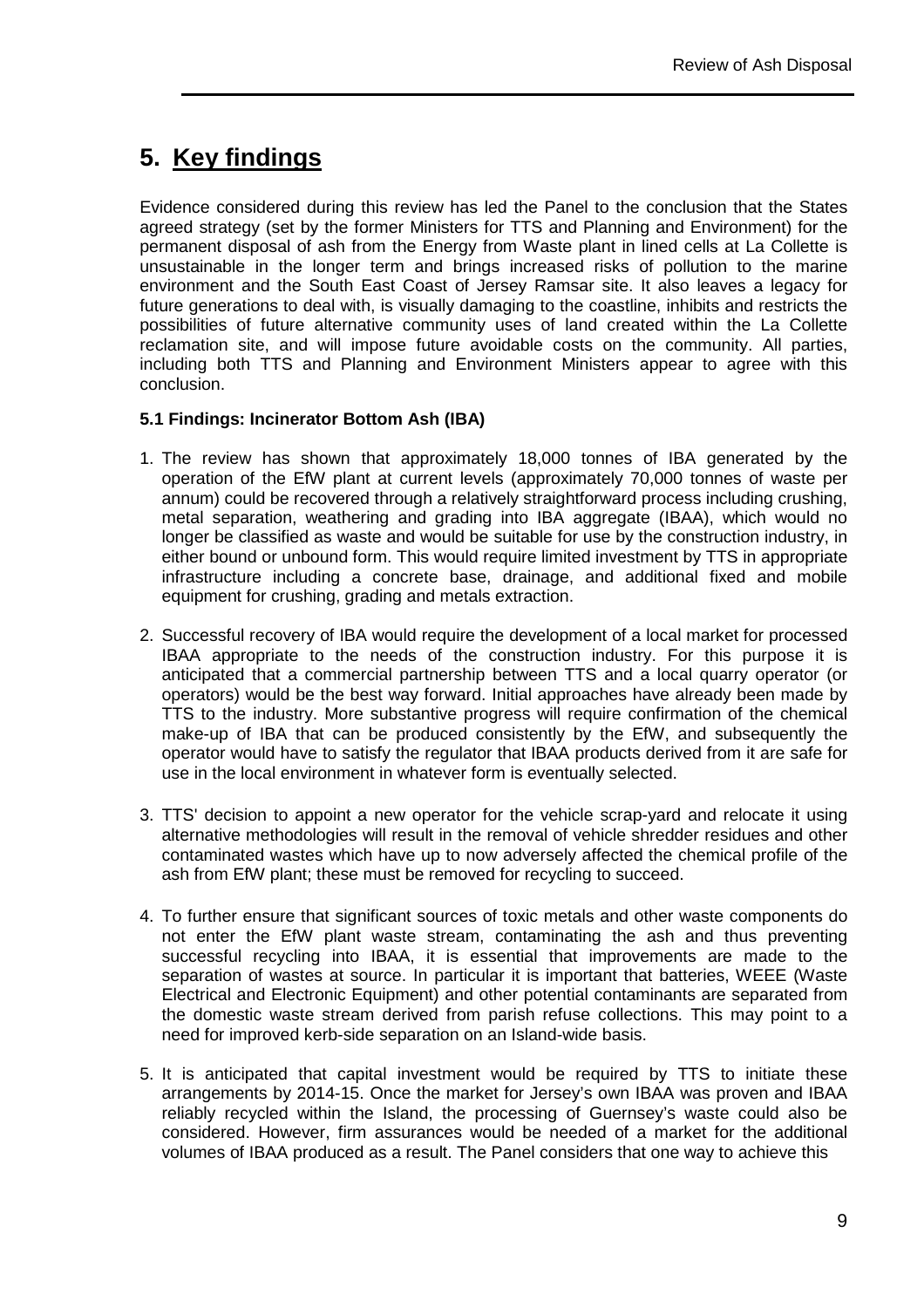# 5. Key findings

Evidence considered during this review has led the Panel to the conclusion that the States agreed strategy (set by the former Ministers for TTS and Planning and Environment) for the permanent disposal of ash from the Energy from Waste plant in lined cells at La Collette is unsustainable in the longer term and brings increased risks of pollution to the marine environment and the South East Coast of Jersey Ramsar site. It also leaves a legacy for future generations to deal with, is visually damaging to the coastline, inhibits and restricts the possibilities of future alternative community uses of land created within the La Collette reclamation site, and will impose future avoidable costs on the community. All parties, including both TTS and Planning and Environment Ministers appear to agree with this conclusion.

**5.1 Findings: Incinerator Bottom Ash (IBA)**

1. The review has shown that approximately 18,000 tonnes of IBA generated by the operation of the EfW plant at current levels (approximately 70,000 tonnes of waste per annum) could be recovered through a relatively straightforward process including crushing, metal separation, weathering and grading into IBA aggregate (IBAA), which would no longer be classified as waste and would be suitable for use by the construction industry, in either bound or unbound form. This would require limited investment by TTS in appropriate infrastructure including a concrete base, drainage, and additional fixed and mobile equipment for crushing, grading and metals extraction.

2. Successful recovery of IBA would require the development of a local market for processed IBAA appropriate to the needs of the construction industry. For this purpose it is anticipated that a commercial partnership between TTS and a local quarry operator (or operators) would be the best way forward. Initial approaches have already been made by TTS to the industry. More substantive progress will require confirmation of the chemical make-up of IBA that can be produced consistently by the EfW, and subsequently the operator would have to satisfy the regulator that IBAA products derived from it are safe for use in the local environment in whatever form is eventually selected.

3. TTS' decision to appoint a new operator for the vehicle scrap-yard and relocate it using alternative methodologies will result in the removal of vehicle shredder residues and other contaminated wastes which have up to now adversely affected the chemical profile of the ash from EfW plant; these must be removed for recycling to succeed.

4. To further ensure that significant sources of toxic metals and other waste components do not enter the EfW plant waste stream, contaminating the ash and thus preventing successful recycling into IBAA, it is essential that improvements are made to the separation of wastes at source. In particular it is important that batteries, WEEE (Waste Electrical and Electronic Equipment) and other potential contaminants are separated from the domestic waste stream derived from parish refuse collections. This may point to a need for improved kerb-side separation on an Island-wide basis.

5. It is anticipated that capital investment would be required by TTS to initiate these arrangements by 2014-15. Once the market for Jersey's own IBAA was proven and IBAA reliably recycled within the Island, the processing of Guernsey's waste could also be considered. However, firm assurances would be needed of a market for the additional volumes of IBAA produced as a result. The Panel considers that one way to achieve this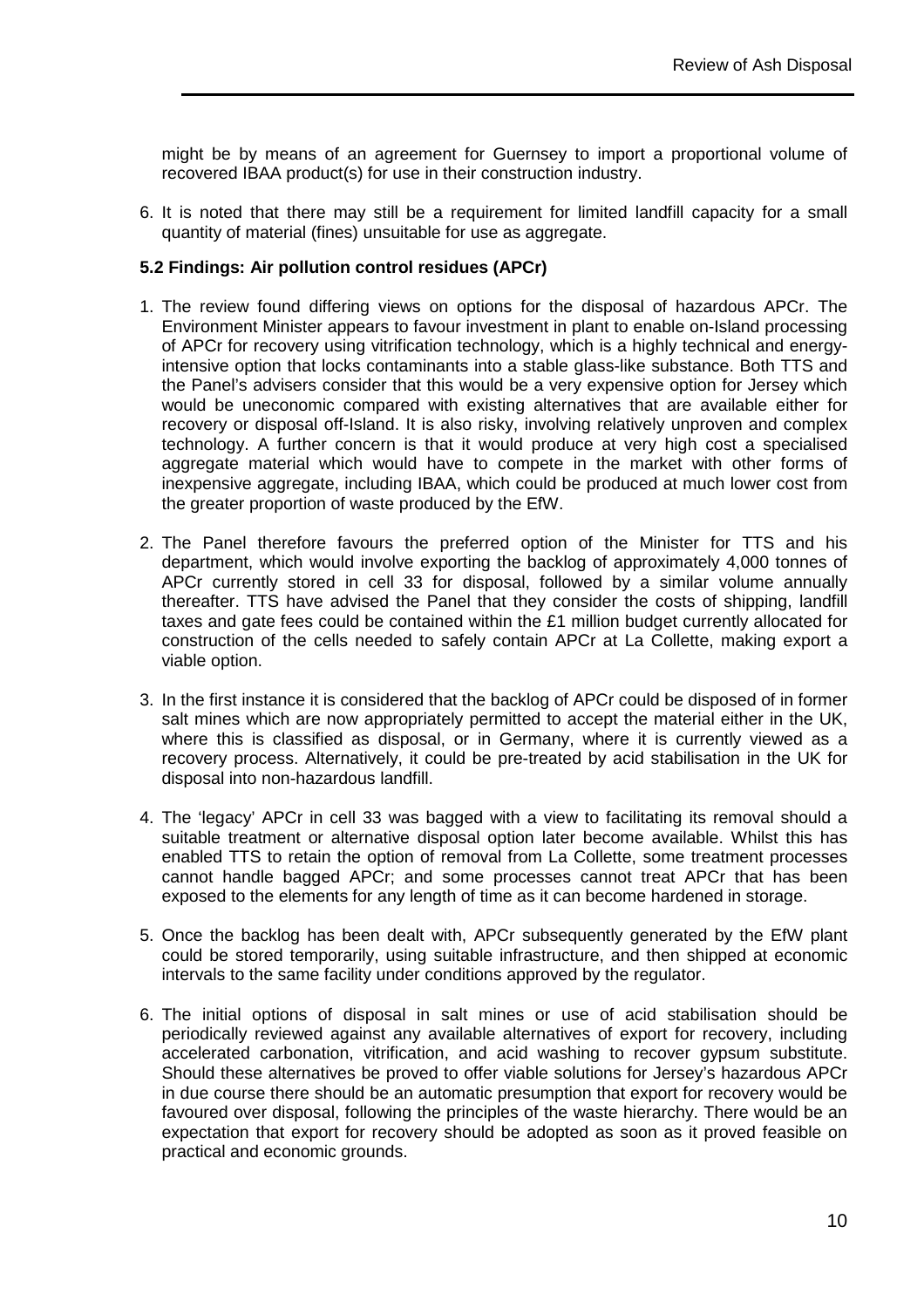might be by means of an agreement for Guernsey to import a proportional volume of recovered IBAA product(s) for use in their construction industry.

6. It is noted that there may still be a requirement for limited landfill capacity for a small quantity of material (fines) unsuitable for use as aggregate.

**5.2 Findings: Air pollution control residues (APCr)**

1. The review found differing views on options for the disposal of hazardous APCr. The Environment Minister appears to favour investment in plant to enable on-Island processing of APCr for recovery using vitrification technology, which is a highly technical and energy-intensive option that locks contaminants into a stable glass-like substance. Both TTS and the Panel's advisers consider that this would be a very expensive option for Jersey which would be uneconomic compared with existing alternatives that are available either for recovery or disposal off-Island. It is also risky, involving relatively unproven and complex technology. A further concern is that it would produce at very high cost a specialised aggregate material which would have to compete in the market with other forms of inexpensive aggregate, including IBAA, which could be produced at much lower cost from the greater proportion of waste produced by the EfW.

2. The Panel therefore favours the preferred option of the Minister for TTS and his department, which would involve exporting the backlog of approximately 4,000 tonnes of APCr currently stored in cell 33 for disposal, followed by a similar volume annually thereafter. TTS have advised the Panel that they consider the costs of shipping, landfill taxes and gate fees could be contained within the £1 million budget currently allocated for construction of the cells needed to safely contain APCr at La Collette, making export a viable option.

3. In the first instance it is considered that the backlog of APCr could be disposed of in former salt mines which are now appropriately permitted to accept the material either in the UK, where this is classified as disposal, or in Germany, where it is currently viewed as a recovery process. Alternatively, it could be pre-treated by acid stabilisation in the UK for disposal into non-hazardous landfill.

4. The 'legacy' APCr in cell 33 was bagged with a view to facilitating its removal should a suitable treatment or alternative disposal option later become available. Whilst this has enabled TTS to retain the option of removal from La Collette, some treatment processes cannot handle bagged APCr; and some processes cannot treat APCr that has been exposed to the elements for any length of time as it can become hardened in storage.

5. Once the backlog has been dealt with, APCr subsequently generated by the EfW plant could be stored temporarily, using suitable infrastructure, and then shipped at economic intervals to the same facility under conditions approved by the regulator.

6. The initial options of disposal in salt mines or use of acid stabilisation should be periodically reviewed against any available alternatives of export for recovery, including accelerated carbonation, vitrification, and acid washing to recover gypsum substitute. Should these alternatives be proved to offer viable solutions for Jersey's hazardous APCr in due course there should be an automatic presumption that export for recovery would be favoured over disposal, following the principles of the waste hierarchy. There would be an expectation that export for recovery should be adopted as soon as it proved feasible on practical and economic grounds.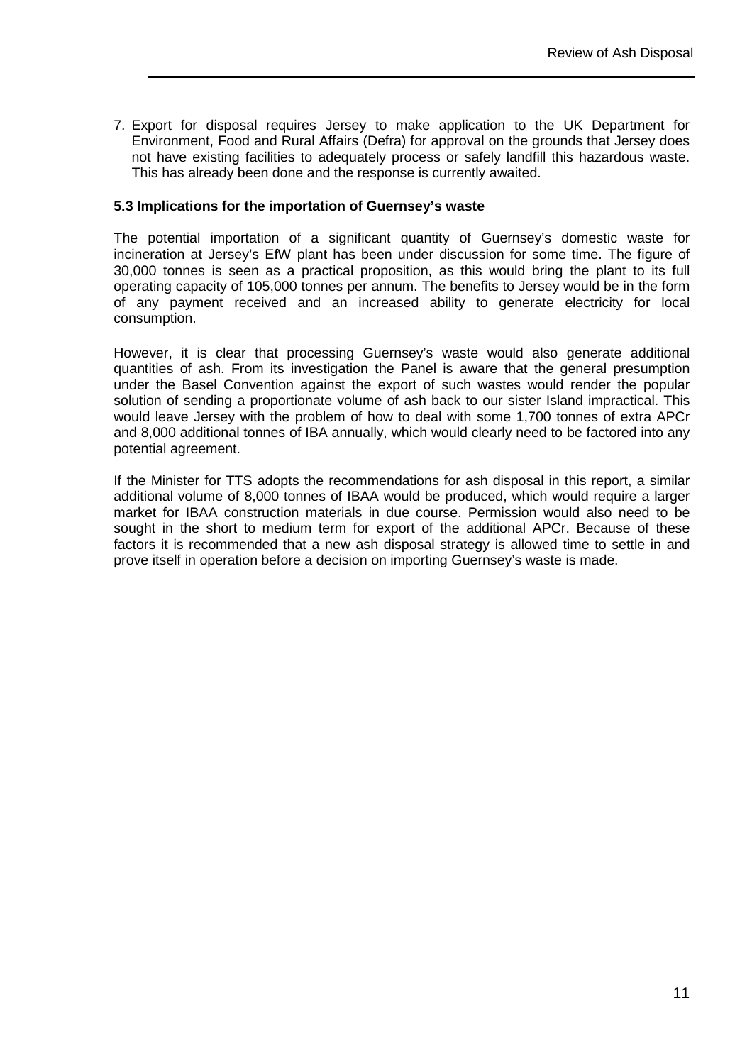7. Export for disposal requires Jersey to make application to the UK Department for Environment, Food and Rural Affairs (Defra) for approval on the grounds that Jersey does not have existing facilities to adequately process or safely landfill this hazardous waste. This has already been done and the response is currently awaited.

### 5.3 Implications for the importation of Guernsey's waste

The potential importation of a significant quantity of Guernsey's domestic waste for incineration at Jersey's EfW plant has been under discussion for some time. The figure of 30,000 tonnes is seen as a practical proposition, as this would bring the plant to its full operating capacity of 105,000 tonnes per annum. The benefits to Jersey would be in the form of any payment received and an increased ability to generate electricity for local consumption.

However, it is clear that processing Guernsey's waste would also generate additional quantities of ash. From its investigation the Panel is aware that the general presumption under the Basel Convention against the export of such wastes would render the popular solution of sending a proportionate volume of ash back to our sister Island impractical. This would leave Jersey with the problem of how to deal with some 1,700 tonnes of extra APCr and 8,000 additional tonnes of IBA annually, which would clearly need to be factored into any potential agreement.

If the Minister for TTS adopts the recommendations for ash disposal in this report, a similar additional volume of 8,000 tonnes of IBAA would be produced, which would require a larger market for IBAA construction materials in due course. Permission would also need to be sought in the short to medium term for export of the additional APCr. Because of these factors it is recommended that a new ash disposal strategy is allowed time to settle in and prove itself in operation before a decision on importing Guernsey's waste is made.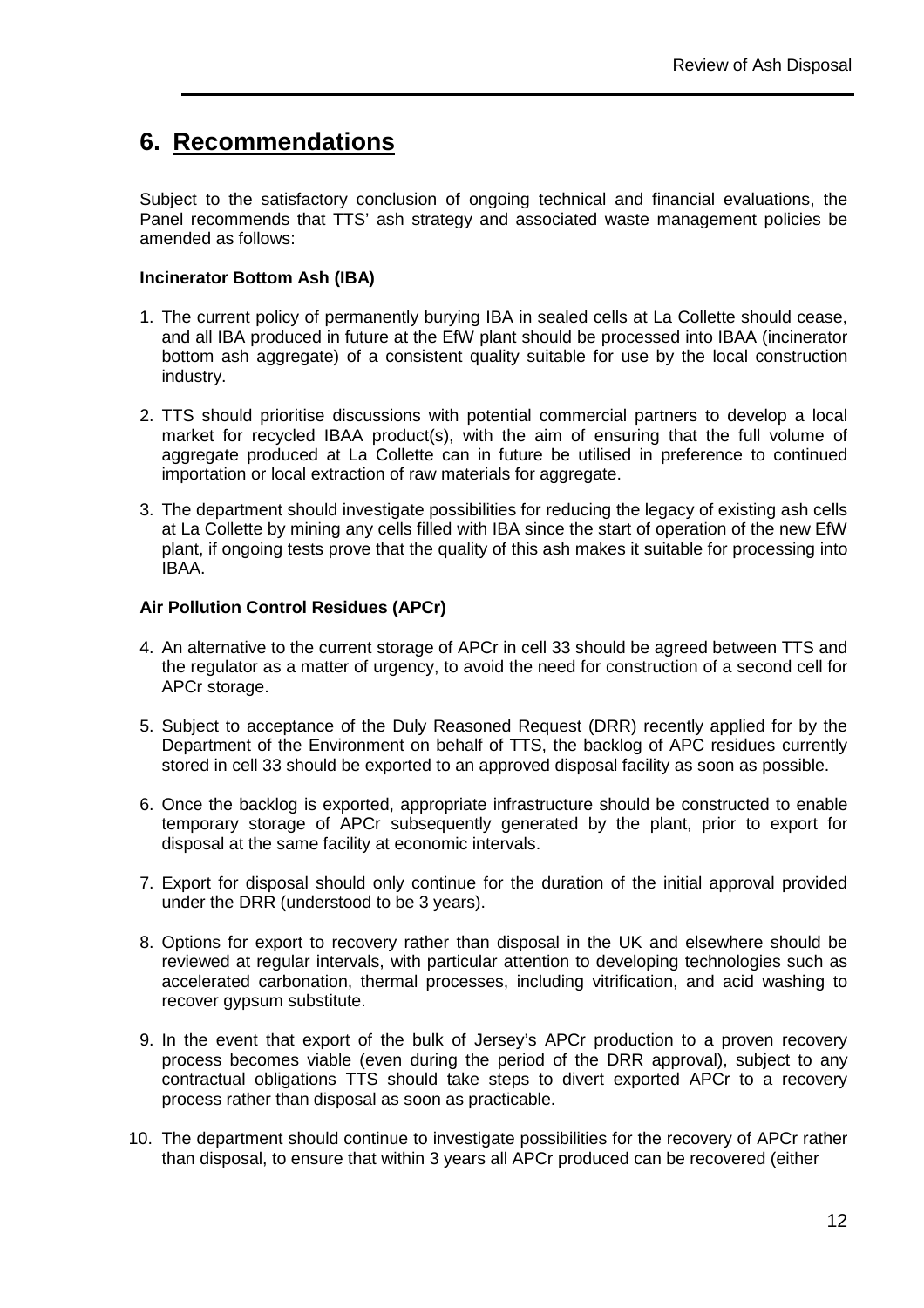# 6. Recommendations

Subject to the satisfactory conclusion of ongoing technical and financial evaluations, the Panel recommends that TTS' ash strategy and associated waste management policies be amended as follows:

**Incinerator Bottom Ash (IBA)**

1. The current policy of permanently burying IBA in sealed cells at La Collette should cease, and all IBA produced in future at the EfW plant should be processed into IBAA (incinerator bottom ash aggregate) of a consistent quality suitable for use by the local construction industry.

2. TTS should prioritise discussions with potential commercial partners to develop a local market for recycled IBAA product(s), with the aim of ensuring that the full volume of aggregate produced at La Collette can in future be utilised in preference to continued importation or local extraction of raw materials for aggregate.

3. The department should investigate possibilities for reducing the legacy of existing ash cells at La Collette by mining any cells filled with IBA since the start of operation of the new EfW plant, if ongoing tests prove that the quality of this ash makes it suitable for processing into IBAA.

**Air Pollution Control Residues (APCr)**

4. An alternative to the current storage of APCr in cell 33 should be agreed between TTS and the regulator as a matter of urgency, to avoid the need for construction of a second cell for APCr storage.

5. Subject to acceptance of the Duly Reasoned Request (DRR) recently applied for by the Department of the Environment on behalf of TTS, the backlog of APC residues currently stored in cell 33 should be exported to an approved disposal facility as soon as possible.

6. Once the backlog is exported, appropriate infrastructure should be constructed to enable temporary storage of APCr subsequently generated by the plant, prior to export for disposal at the same facility at economic intervals.

7. Export for disposal should only continue for the duration of the initial approval provided under the DRR (understood to be 3 years).

8. Options for export to recovery rather than disposal in the UK and elsewhere should be reviewed at regular intervals, with particular attention to developing technologies such as accelerated carbonation, thermal processes, including vitrification, and acid washing to recover gypsum substitute.

9. In the event that export of the bulk of Jersey's APCr production to a proven recovery process becomes viable (even during the period of the DRR approval), subject to any contractual obligations TTS should take steps to divert exported APCr to a recovery process rather than disposal as soon as practicable.

10. The department should continue to investigate possibilities for the recovery of APCr rather than disposal, to ensure that within 3 years all APCr produced can be recovered (either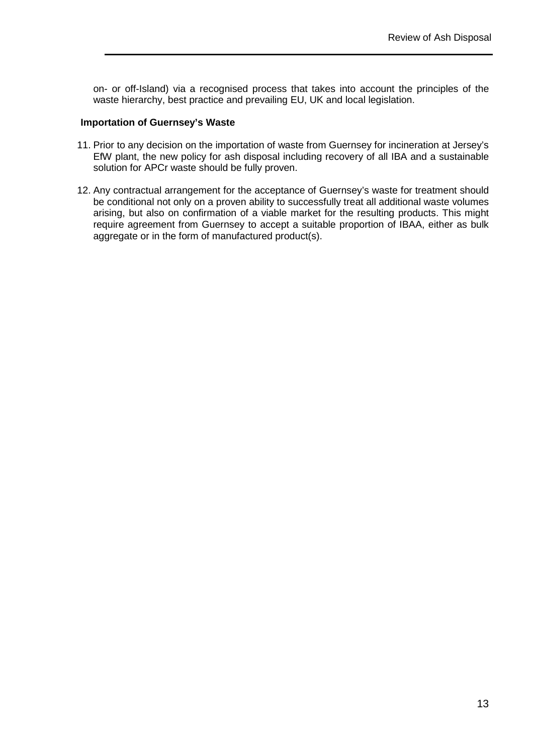on- or off-Island) via a recognised process that takes into account the principles of the waste hierarchy, best practice and prevailing EU, UK and local legislation.

**Importation of Guernsey's Waste**

11. Prior to any decision on the importation of waste from Guernsey for incineration at Jersey's EfW plant, the new policy for ash disposal including recovery of all IBA and a sustainable solution for APCr waste should be fully proven.

12. Any contractual arrangement for the acceptance of Guernsey's waste for treatment should be conditional not only on a proven ability to successfully treat all additional waste volumes arising, but also on confirmation of a viable market for the resulting products. This might require agreement from Guernsey to accept a suitable proportion of IBAA, either as bulk aggregate or in the form of manufactured product(s).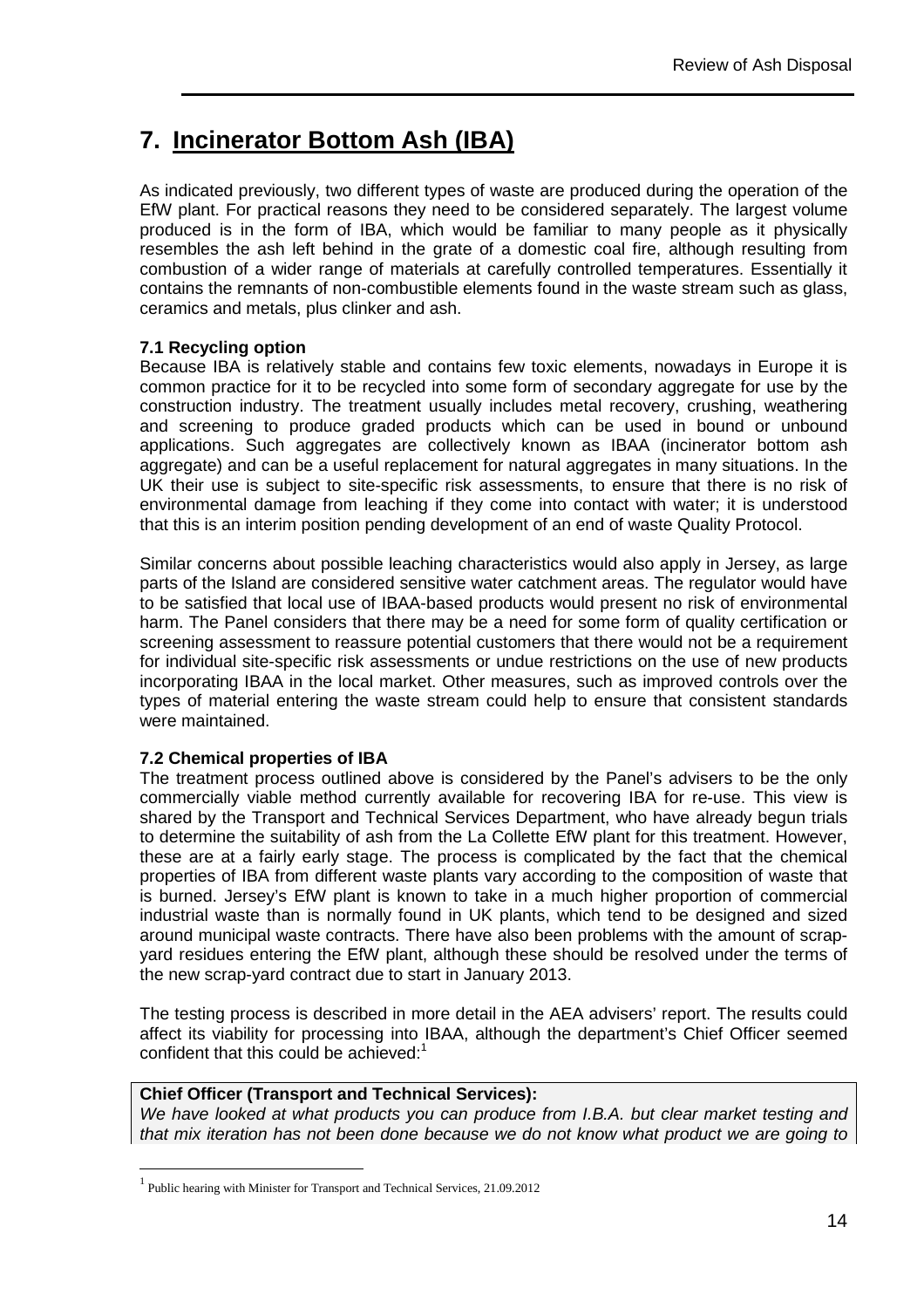# 7. Incinerator Bottom Ash (IBA)

As indicated previously, two different types of waste are produced during the operation of the EfW plant. For practical reasons they need to be considered separately. The largest volume produced is in the form of IBA, which would be familiar to many people as it physically resembles the ash left behind in the grate of a domestic coal fire, although resulting from combustion of a wider range of materials at carefully controlled temperatures. Essentially it contains the remnants of non-combustible elements found in the waste stream such as glass, ceramics and metals, plus clinker and ash.

### 7.1 Recycling option

Because IBA is relatively stable and contains few toxic elements, nowadays in Europe it is common practice for it to be recycled into some form of secondary aggregate for use by the construction industry. The treatment usually includes metal recovery, crushing, weathering and screening to produce graded products which can be used in bound or unbound applications. Such aggregates are collectively known as IBAA (incinerator bottom ash aggregate) and can be a useful replacement for natural aggregates in many situations. In the UK their use is subject to site-specific risk assessments, to ensure that there is no risk of environmental damage from leaching if they come into contact with water; it is understood that this is an interim position pending development of an end of waste Quality Protocol.

Similar concerns about possible leaching characteristics would also apply in Jersey, as large parts of the Island are considered sensitive water catchment areas. The regulator would have to be satisfied that local use of IBAA-based products would present no risk of environmental harm. The Panel considers that there may be a need for some form of quality certification or screening assessment to reassure potential customers that there would not be a requirement for individual site-specific risk assessments or undue restrictions on the use of new products incorporating IBAA in the local market. Other measures, such as improved controls over the types of material entering the waste stream could help to ensure that consistent standards were maintained.

### 7.2 Chemical properties of IBA

The treatment process outlined above is considered by the Panel's advisers to be the only commercially viable method currently available for recovering IBA for re-use. This view is shared by the Transport and Technical Services Department, who have already begun trials to determine the suitability of ash from the La Collette EfW plant for this treatment. However, these are at a fairly early stage. The process is complicated by the fact that the chemical properties of IBA from different waste plants vary according to the composition of waste that is burned. Jersey's EfW plant is known to take in a much higher proportion of commercial industrial waste than is normally found in UK plants, which tend to be designed and sized around municipal waste contracts. There have also been problems with the amount of scrap-yard residues entering the EfW plant, although these should be resolved under the terms of the new scrap-yard contract due to start in January 2013.

The testing process is described in more detail in the AEA advisers' report. The results could affect its viability for processing into IBAA, although the department's Chief Officer seemed confident that this could be achieved:[1]

**Chief Officer (Transport and Technical Services):**
*We have looked at what products you can produce from I.B.A. but clear market testing and that mix iteration has not been done because we do not know what product we are going to*

[1] Public hearing with Minister for Transport and Technical Services, 21.09.2012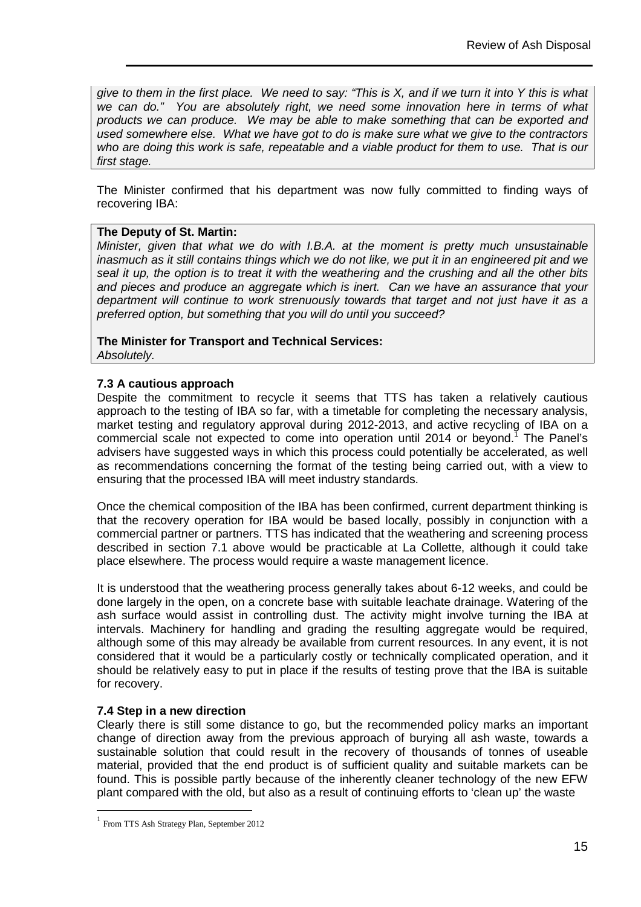*give to them in the first place. We need to say: "This is X, and if we turn it into Y this is what we can do." You are absolutely right, we need some innovation here in terms of what products we can produce. We may be able to make something that can be exported and used somewhere else. What we have got to do is make sure what we give to the contractors who are doing this work is safe, repeatable and a viable product for them to use. That is our first stage.*

The Minister confirmed that his department was now fully committed to finding ways of recovering IBA:

**The Deputy of St. Martin:**
*Minister, given that what we do with I.B.A. at the moment is pretty much unsustainable inasmuch as it still contains things which we do not like, we put it in an engineered pit and we seal it up, the option is to treat it with the weathering and the crushing and all the other bits and pieces and produce an aggregate which is inert. Can we have an assurance that your department will continue to work strenuously towards that target and not just have it as a preferred option, but something that you will do until you succeed?*

**The Minister for Transport and Technical Services:**
*Absolutely.*

### 7.3 A cautious approach

Despite the commitment to recycle it seems that TTS has taken a relatively cautious approach to the testing of IBA so far, with a timetable for completing the necessary analysis, market testing and regulatory approval during 2012-2013, and active recycling of IBA on a commercial scale not expected to come into operation until 2014 or beyond.[1] The Panel's advisers have suggested ways in which this process could potentially be accelerated, as well as recommendations concerning the format of the testing being carried out, with a view to ensuring that the processed IBA will meet industry standards.

Once the chemical composition of the IBA has been confirmed, current department thinking is that the recovery operation for IBA would be based locally, possibly in conjunction with a commercial partner or partners. TTS has indicated that the weathering and screening process described in section 7.1 above would be practicable at La Collette, although it could take place elsewhere. The process would require a waste management licence.

It is understood that the weathering process generally takes about 6-12 weeks, and could be done largely in the open, on a concrete base with suitable leachate drainage. Watering of the ash surface would assist in controlling dust. The activity might involve turning the IBA at intervals. Machinery for handling and grading the resulting aggregate would be required, although some of this may already be available from current resources. In any event, it is not considered that it would be a particularly costly or technically complicated operation, and it should be relatively easy to put in place if the results of testing prove that the IBA is suitable for recovery.

### 7.4 Step in a new direction

Clearly there is still some distance to go, but the recommended policy marks an important change of direction away from the previous approach of burying all ash waste, towards a sustainable solution that could result in the recovery of thousands of tonnes of useable material, provided that the end product is of sufficient quality and suitable markets can be found. This is possible partly because of the inherently cleaner technology of the new EFW plant compared with the old, but also as a result of continuing efforts to 'clean up' the waste

---

[1] From TTS Ash Strategy Plan, September 2012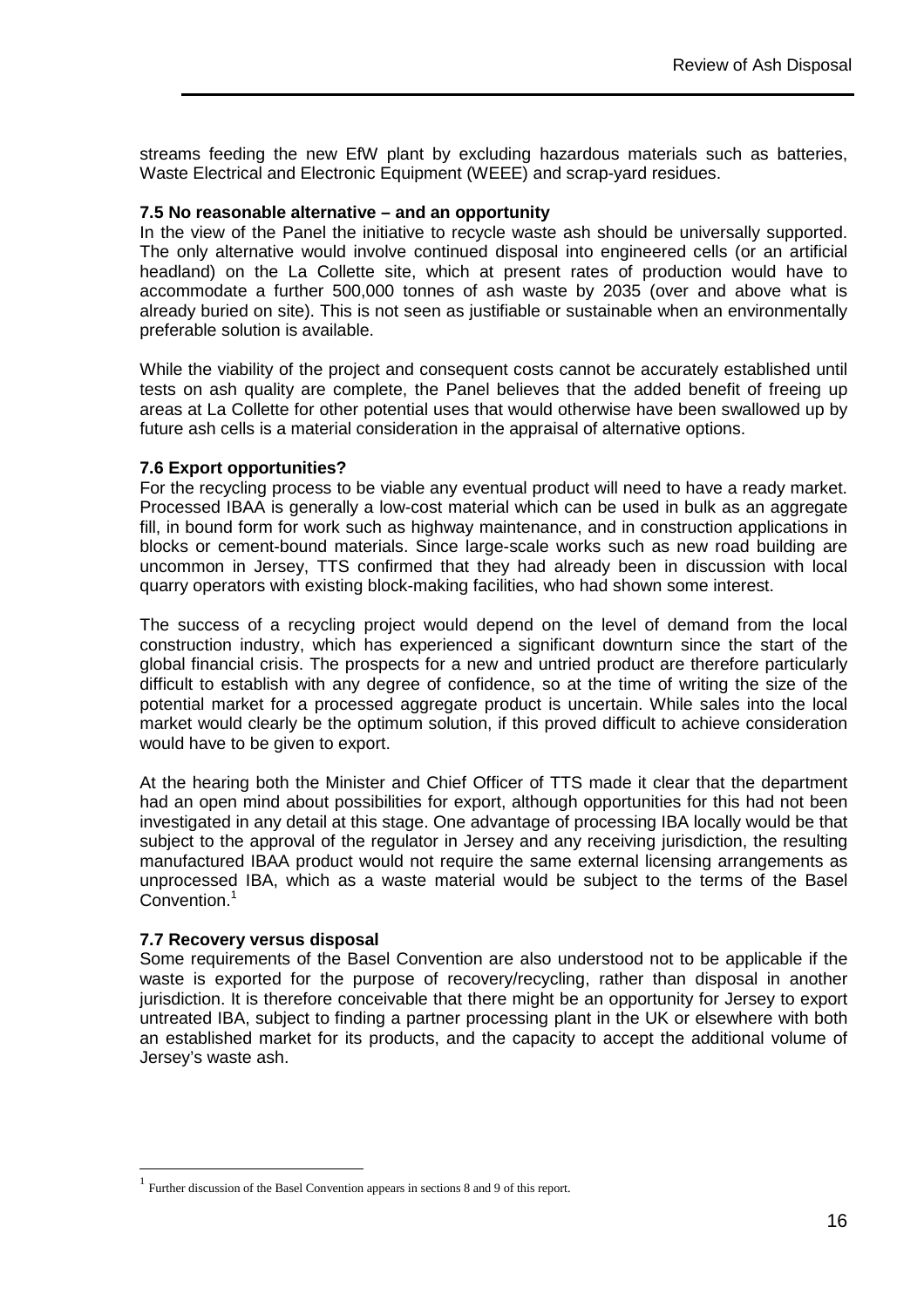streams feeding the new EfW plant by excluding hazardous materials such as batteries, Waste Electrical and Electronic Equipment (WEEE) and scrap-yard residues.

**7.5 No reasonable alternative – and an opportunity**

In the view of the Panel the initiative to recycle waste ash should be universally supported. The only alternative would involve continued disposal into engineered cells (or an artificial headland) on the La Collette site, which at present rates of production would have to accommodate a further 500,000 tonnes of ash waste by 2035 (over and above what is already buried on site). This is not seen as justifiable or sustainable when an environmentally preferable solution is available.

While the viability of the project and consequent costs cannot be accurately established until tests on ash quality are complete, the Panel believes that the added benefit of freeing up areas at La Collette for other potential uses that would otherwise have been swallowed up by future ash cells is a material consideration in the appraisal of alternative options.

**7.6 Export opportunities?**

For the recycling process to be viable any eventual product will need to have a ready market. Processed IBAA is generally a low-cost material which can be used in bulk as an aggregate fill, in bound form for work such as highway maintenance, and in construction applications in blocks or cement-bound materials. Since large-scale works such as new road building are uncommon in Jersey, TTS confirmed that they had already been in discussion with local quarry operators with existing block-making facilities, who had shown some interest.

The success of a recycling project would depend on the level of demand from the local construction industry, which has experienced a significant downturn since the start of the global financial crisis. The prospects for a new and untried product are therefore particularly difficult to establish with any degree of confidence, so at the time of writing the size of the potential market for a processed aggregate product is uncertain. While sales into the local market would clearly be the optimum solution, if this proved difficult to achieve consideration would have to be given to export.

At the hearing both the Minister and Chief Officer of TTS made it clear that the department had an open mind about possibilities for export, although opportunities for this had not been investigated in any detail at this stage. One advantage of processing IBA locally would be that subject to the approval of the regulator in Jersey and any receiving jurisdiction, the resulting manufactured IBAA product would not require the same external licensing arrangements as unprocessed IBA, which as a waste material would be subject to the terms of the Basel Convention.[1]

**7.7 Recovery versus disposal**

Some requirements of the Basel Convention are also understood not to be applicable if the waste is exported for the purpose of recovery/recycling, rather than disposal in another jurisdiction. It is therefore conceivable that there might be an opportunity for Jersey to export untreated IBA, subject to finding a partner processing plant in the UK or elsewhere with both an established market for its products, and the capacity to accept the additional volume of Jersey's waste ash.

[1] Further discussion of the Basel Convention appears in sections 8 and 9 of this report.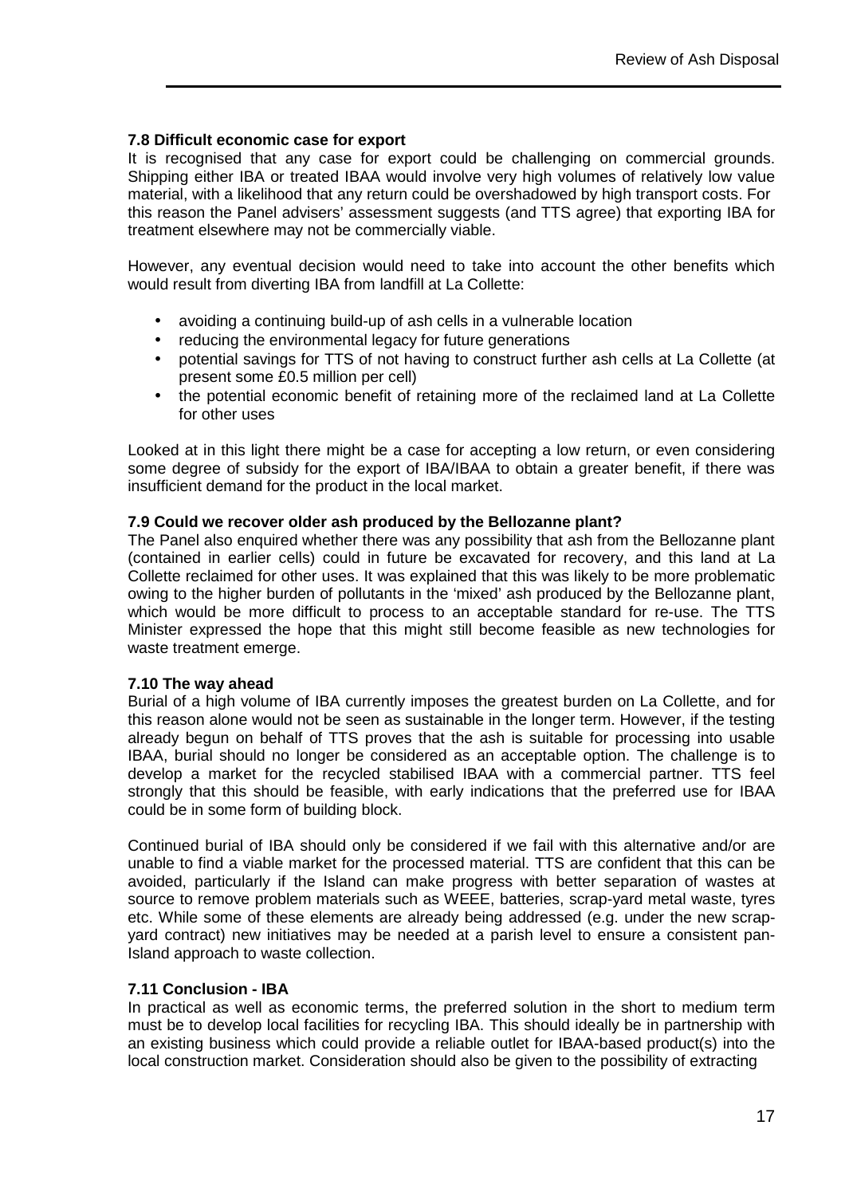### 7.8 Difficult economic case for export

It is recognised that any case for export could be challenging on commercial grounds. Shipping either IBA or treated IBAA would involve very high volumes of relatively low value material, with a likelihood that any return could be overshadowed by high transport costs. For this reason the Panel advisers' assessment suggests (and TTS agree) that exporting IBA for treatment elsewhere may not be commercially viable.

However, any eventual decision would need to take into account the other benefits which would result from diverting IBA from landfill at La Collette:

- avoiding a continuing build-up of ash cells in a vulnerable location
- reducing the environmental legacy for future generations
- potential savings for TTS of not having to construct further ash cells at La Collette (at present some £0.5 million per cell)
- the potential economic benefit of retaining more of the reclaimed land at La Collette for other uses

Looked at in this light there might be a case for accepting a low return, or even considering some degree of subsidy for the export of IBA/IBAA to obtain a greater benefit, if there was insufficient demand for the product in the local market.

### 7.9 Could we recover older ash produced by the Bellozanne plant?

The Panel also enquired whether there was any possibility that ash from the Bellozanne plant (contained in earlier cells) could in future be excavated for recovery, and this land at La Collette reclaimed for other uses. It was explained that this was likely to be more problematic owing to the higher burden of pollutants in the 'mixed' ash produced by the Bellozanne plant, which would be more difficult to process to an acceptable standard for re-use. The TTS Minister expressed the hope that this might still become feasible as new technologies for waste treatment emerge.

### 7.10 The way ahead

Burial of a high volume of IBA currently imposes the greatest burden on La Collette, and for this reason alone would not be seen as sustainable in the longer term. However, if the testing already begun on behalf of TTS proves that the ash is suitable for processing into usable IBAA, burial should no longer be considered as an acceptable option. The challenge is to develop a market for the recycled stabilised IBAA with a commercial partner. TTS feel strongly that this should be feasible, with early indications that the preferred use for IBAA could be in some form of building block.

Continued burial of IBA should only be considered if we fail with this alternative and/or are unable to find a viable market for the processed material. TTS are confident that this can be avoided, particularly if the Island can make progress with better separation of wastes at source to remove problem materials such as WEEE, batteries, scrap-yard metal waste, tyres etc. While some of these elements are already being addressed (e.g. under the new scrap-yard contract) new initiatives may be needed at a parish level to ensure a consistent pan-Island approach to waste collection.

### 7.11 Conclusion - IBA

In practical as well as economic terms, the preferred solution in the short to medium term must be to develop local facilities for recycling IBA. This should ideally be in partnership with an existing business which could provide a reliable outlet for IBAA-based product(s) into the local construction market. Consideration should also be given to the possibility of extracting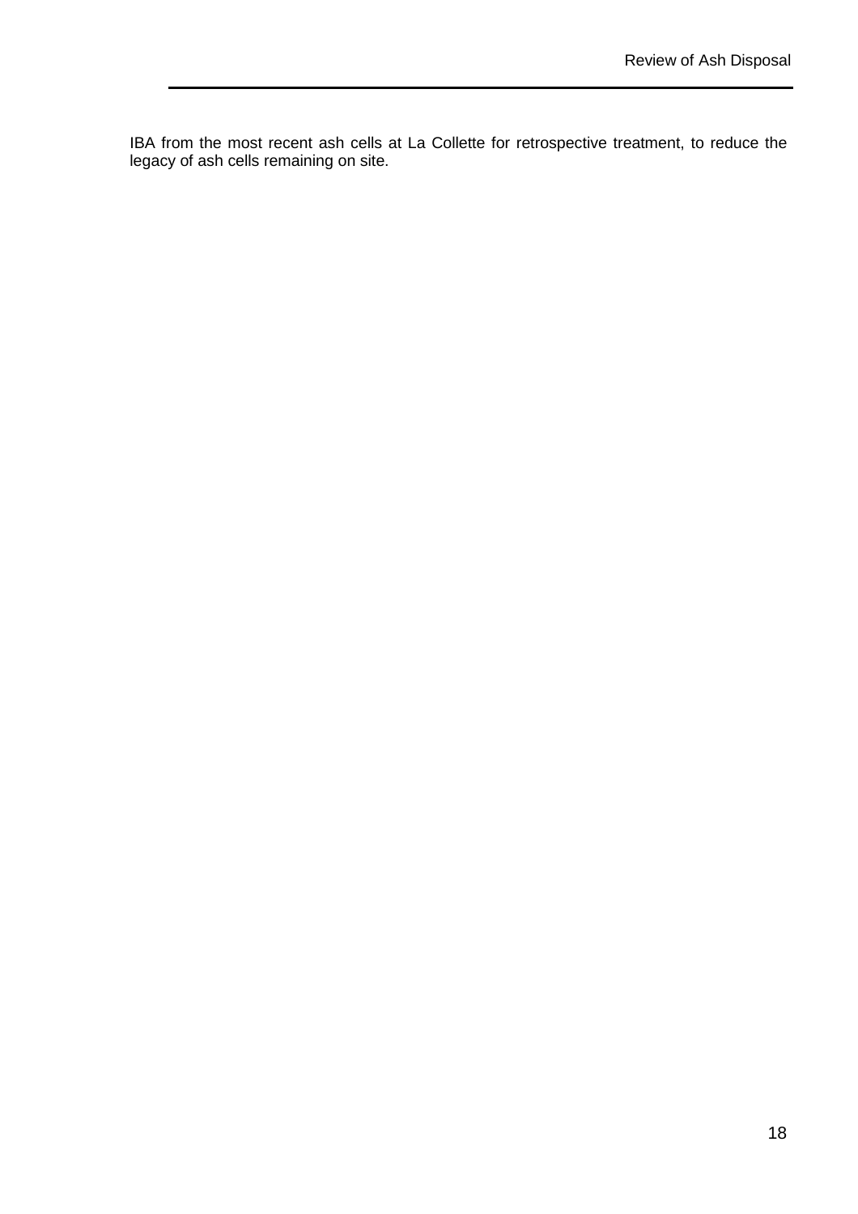IBA from the most recent ash cells at La Collette for retrospective treatment, to reduce the legacy of ash cells remaining on site.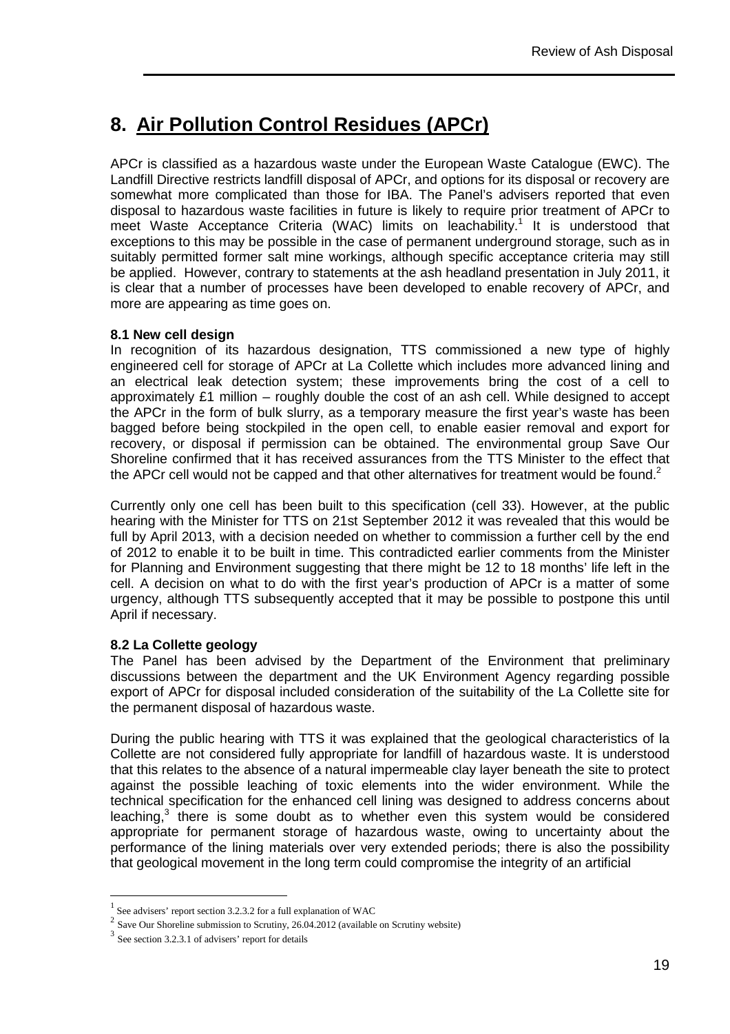# 8. Air Pollution Control Residues (APCr)

APCr is classified as a hazardous waste under the European Waste Catalogue (EWC). The Landfill Directive restricts landfill disposal of APCr, and options for its disposal or recovery are somewhat more complicated than those for IBA. The Panel's advisers reported that even disposal to hazardous waste facilities in future is likely to require prior treatment of APCr to meet Waste Acceptance Criteria (WAC) limits on leachability.[1] It is understood that exceptions to this may be possible in the case of permanent underground storage, such as in suitably permitted former salt mine workings, although specific acceptance criteria may still be applied. However, contrary to statements at the ash headland presentation in July 2011, it is clear that a number of processes have been developed to enable recovery of APCr, and more are appearing as time goes on.

**8.1 New cell design**

In recognition of its hazardous designation, TTS commissioned a new type of highly engineered cell for storage of APCr at La Collette which includes more advanced lining and an electrical leak detection system; these improvements bring the cost of a cell to approximately £1 million – roughly double the cost of an ash cell. While designed to accept the APCr in the form of bulk slurry, as a temporary measure the first year's waste has been bagged before being stockpiled in the open cell, to enable easier removal and export for recovery, or disposal if permission can be obtained. The environmental group Save Our Shoreline confirmed that it has received assurances from the TTS Minister to the effect that the APCr cell would not be capped and that other alternatives for treatment would be found.[2]

Currently only one cell has been built to this specification (cell 33). However, at the public hearing with the Minister for TTS on 21st September 2012 it was revealed that this would be full by April 2013, with a decision needed on whether to commission a further cell by the end of 2012 to enable it to be built in time. This contradicted earlier comments from the Minister for Planning and Environment suggesting that there might be 12 to 18 months' life left in the cell. A decision on what to do with the first year's production of APCr is a matter of some urgency, although TTS subsequently accepted that it may be possible to postpone this until April if necessary.

**8.2 La Collette geology**

The Panel has been advised by the Department of the Environment that preliminary discussions between the department and the UK Environment Agency regarding possible export of APCr for disposal included consideration of the suitability of the La Collette site for the permanent disposal of hazardous waste.

During the public hearing with TTS it was explained that the geological characteristics of la Collette are not considered fully appropriate for landfill of hazardous waste. It is understood that this relates to the absence of a natural impermeable clay layer beneath the site to protect against the possible leaching of toxic elements into the wider environment. While the technical specification for the enhanced cell lining was designed to address concerns about leaching,[3] there is some doubt as to whether even this system would be considered appropriate for permanent storage of hazardous waste, owing to uncertainty about the performance of the lining materials over very extended periods; there is also the possibility that geological movement in the long term could compromise the integrity of an artificial

---

[1] See advisers' report section 3.2.3.2 for a full explanation of WAC

[2] Save Our Shoreline submission to Scrutiny, 26.04.2012 (available on Scrutiny website)

[3] See section 3.2.3.1 of advisers' report for details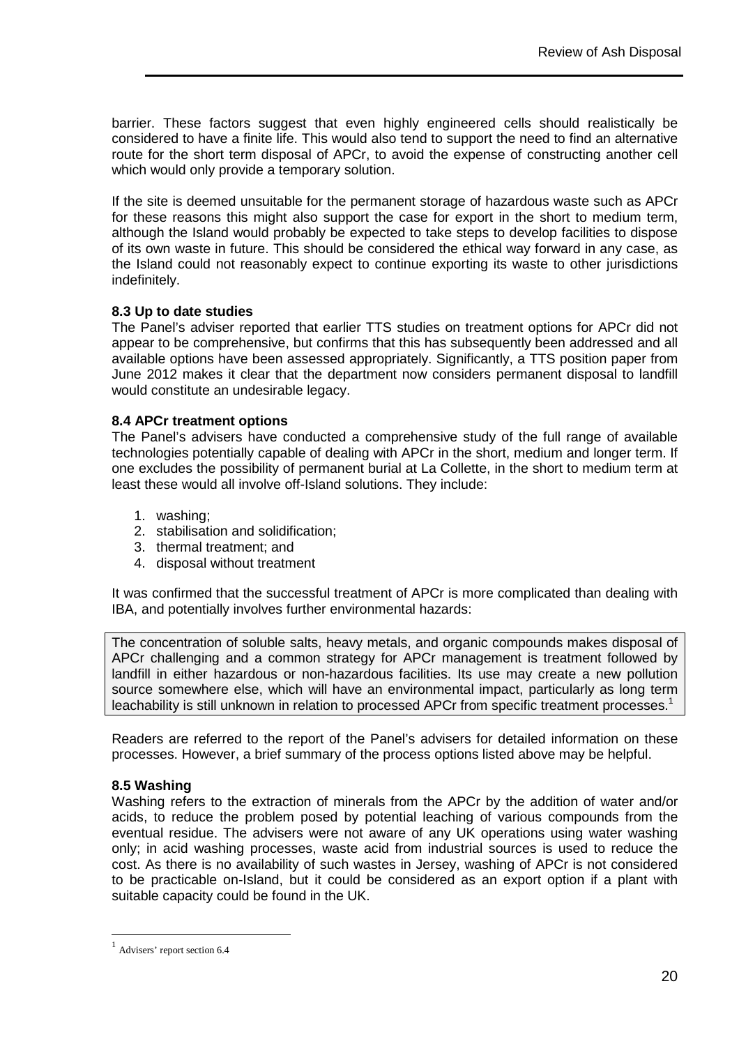barrier. These factors suggest that even highly engineered cells should realistically be considered to have a finite life. This would also tend to support the need to find an alternative route for the short term disposal of APCr, to avoid the expense of constructing another cell which would only provide a temporary solution.

If the site is deemed unsuitable for the permanent storage of hazardous waste such as APCr for these reasons this might also support the case for export in the short to medium term, although the Island would probably be expected to take steps to develop facilities to dispose of its own waste in future. This should be considered the ethical way forward in any case, as the Island could not reasonably expect to continue exporting its waste to other jurisdictions indefinitely.

**8.3 Up to date studies**

The Panel's adviser reported that earlier TTS studies on treatment options for APCr did not appear to be comprehensive, but confirms that this has subsequently been addressed and all available options have been assessed appropriately. Significantly, a TTS position paper from June 2012 makes it clear that the department now considers permanent disposal to landfill would constitute an undesirable legacy.

**8.4 APCr treatment options**

The Panel's advisers have conducted a comprehensive study of the full range of available technologies potentially capable of dealing with APCr in the short, medium and longer term. If one excludes the possibility of permanent burial at La Collette, in the short to medium term at least these would all involve off-Island solutions. They include:

1. washing;
2. stabilisation and solidification;
3. thermal treatment; and
4. disposal without treatment

It was confirmed that the successful treatment of APCr is more complicated than dealing with IBA, and potentially involves further environmental hazards:

> The concentration of soluble salts, heavy metals, and organic compounds makes disposal of APCr challenging and a common strategy for APCr management is treatment followed by landfill in either hazardous or non-hazardous facilities. Its use may create a new pollution source somewhere else, which will have an environmental impact, particularly as long term leachability is still unknown in relation to processed APCr from specific treatment processes.[1]

Readers are referred to the report of the Panel's advisers for detailed information on these processes. However, a brief summary of the process options listed above may be helpful.

**8.5 Washing**

Washing refers to the extraction of minerals from the APCr by the addition of water and/or acids, to reduce the problem posed by potential leaching of various compounds from the eventual residue. The advisers were not aware of any UK operations using water washing only; in acid washing processes, waste acid from industrial sources is used to reduce the cost. As there is no availability of such wastes in Jersey, washing of APCr is not considered to be practicable on-Island, but it could be considered as an export option if a plant with suitable capacity could be found in the UK.

[1] Advisers' report section 6.4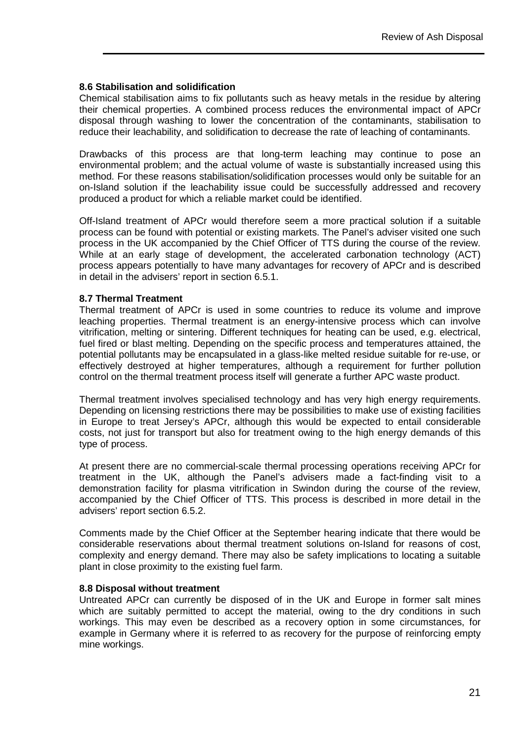### 8.6 Stabilisation and solidification

Chemical stabilisation aims to fix pollutants such as heavy metals in the residue by altering their chemical properties. A combined process reduces the environmental impact of APCr disposal through washing to lower the concentration of the contaminants, stabilisation to reduce their leachability, and solidification to decrease the rate of leaching of contaminants.

Drawbacks of this process are that long-term leaching may continue to pose an environmental problem; and the actual volume of waste is substantially increased using this method. For these reasons stabilisation/solidification processes would only be suitable for an on-Island solution if the leachability issue could be successfully addressed and recovery produced a product for which a reliable market could be identified.

Off-Island treatment of APCr would therefore seem a more practical solution if a suitable process can be found with potential or existing markets. The Panel's adviser visited one such process in the UK accompanied by the Chief Officer of TTS during the course of the review. While at an early stage of development, the accelerated carbonation technology (ACT) process appears potentially to have many advantages for recovery of APCr and is described in detail in the advisers' report in section 6.5.1.

### 8.7 Thermal Treatment

Thermal treatment of APCr is used in some countries to reduce its volume and improve leaching properties. Thermal treatment is an energy-intensive process which can involve vitrification, melting or sintering. Different techniques for heating can be used, e.g. electrical, fuel fired or blast melting. Depending on the specific process and temperatures attained, the potential pollutants may be encapsulated in a glass-like melted residue suitable for re-use, or effectively destroyed at higher temperatures, although a requirement for further pollution control on the thermal treatment process itself will generate a further APC waste product.

Thermal treatment involves specialised technology and has very high energy requirements. Depending on licensing restrictions there may be possibilities to make use of existing facilities in Europe to treat Jersey's APCr, although this would be expected to entail considerable costs, not just for transport but also for treatment owing to the high energy demands of this type of process.

At present there are no commercial-scale thermal processing operations receiving APCr for treatment in the UK, although the Panel's advisers made a fact-finding visit to a demonstration facility for plasma vitrification in Swindon during the course of the review, accompanied by the Chief Officer of TTS. This process is described in more detail in the advisers' report section 6.5.2.

Comments made by the Chief Officer at the September hearing indicate that there would be considerable reservations about thermal treatment solutions on-Island for reasons of cost, complexity and energy demand. There may also be safety implications to locating a suitable plant in close proximity to the existing fuel farm.

### 8.8 Disposal without treatment

Untreated APCr can currently be disposed of in the UK and Europe in former salt mines which are suitably permitted to accept the material, owing to the dry conditions in such workings. This may even be described as a recovery option in some circumstances, for example in Germany where it is referred to as recovery for the purpose of reinforcing empty mine workings.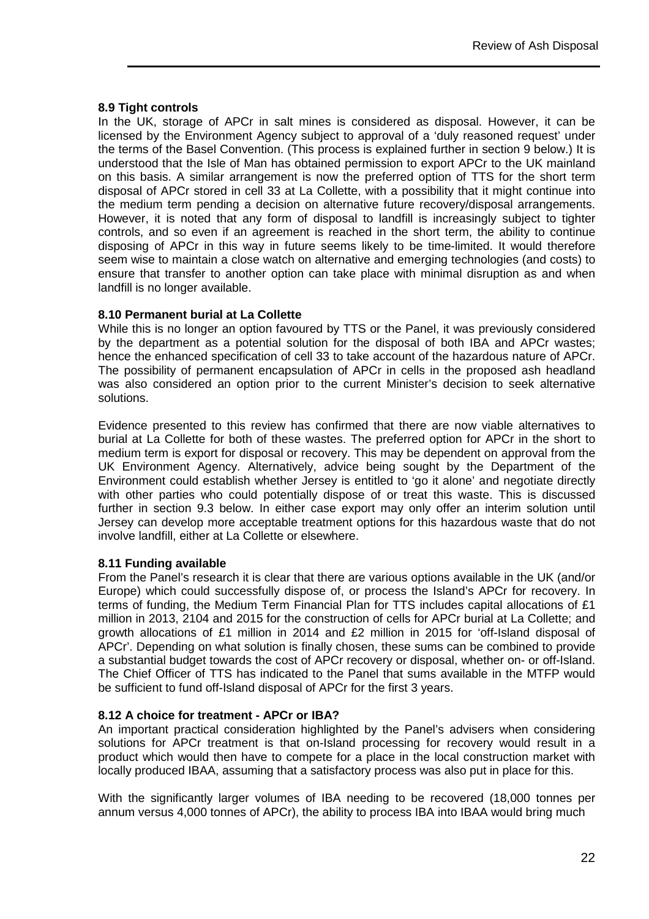### 8.9 Tight controls

In the UK, storage of APCr in salt mines is considered as disposal. However, it can be licensed by the Environment Agency subject to approval of a 'duly reasoned request' under the terms of the Basel Convention. (This process is explained further in section 9 below.) It is understood that the Isle of Man has obtained permission to export APCr to the UK mainland on this basis. A similar arrangement is now the preferred option of TTS for the short term disposal of APCr stored in cell 33 at La Collette, with a possibility that it might continue into the medium term pending a decision on alternative future recovery/disposal arrangements. However, it is noted that any form of disposal to landfill is increasingly subject to tighter controls, and so even if an agreement is reached in the short term, the ability to continue disposing of APCr in this way in future seems likely to be time-limited. It would therefore seem wise to maintain a close watch on alternative and emerging technologies (and costs) to ensure that transfer to another option can take place with minimal disruption as and when landfill is no longer available.

### 8.10 Permanent burial at La Collette

While this is no longer an option favoured by TTS or the Panel, it was previously considered by the department as a potential solution for the disposal of both IBA and APCr wastes; hence the enhanced specification of cell 33 to take account of the hazardous nature of APCr. The possibility of permanent encapsulation of APCr in cells in the proposed ash headland was also considered an option prior to the current Minister's decision to seek alternative solutions.

Evidence presented to this review has confirmed that there are now viable alternatives to burial at La Collette for both of these wastes. The preferred option for APCr in the short to medium term is export for disposal or recovery. This may be dependent on approval from the UK Environment Agency. Alternatively, advice being sought by the Department of the Environment could establish whether Jersey is entitled to 'go it alone' and negotiate directly with other parties who could potentially dispose of or treat this waste. This is discussed further in section 9.3 below. In either case export may only offer an interim solution until Jersey can develop more acceptable treatment options for this hazardous waste that do not involve landfill, either at La Collette or elsewhere.

### 8.11 Funding available

From the Panel's research it is clear that there are various options available in the UK (and/or Europe) which could successfully dispose of, or process the Island's APCr for recovery. In terms of funding, the Medium Term Financial Plan for TTS includes capital allocations of £1 million in 2013, 2104 and 2015 for the construction of cells for APCr burial at La Collette; and growth allocations of £1 million in 2014 and £2 million in 2015 for 'off-Island disposal of APCr'. Depending on what solution is finally chosen, these sums can be combined to provide a substantial budget towards the cost of APCr recovery or disposal, whether on- or off-Island. The Chief Officer of TTS has indicated to the Panel that sums available in the MTFP would be sufficient to fund off-Island disposal of APCr for the first 3 years.

### 8.12 A choice for treatment - APCr or IBA?

An important practical consideration highlighted by the Panel's advisers when considering solutions for APCr treatment is that on-Island processing for recovery would result in a product which would then have to compete for a place in the local construction market with locally produced IBAA, assuming that a satisfactory process was also put in place for this.

With the significantly larger volumes of IBA needing to be recovered (18,000 tonnes per annum versus 4,000 tonnes of APCr), the ability to process IBA into IBAA would bring much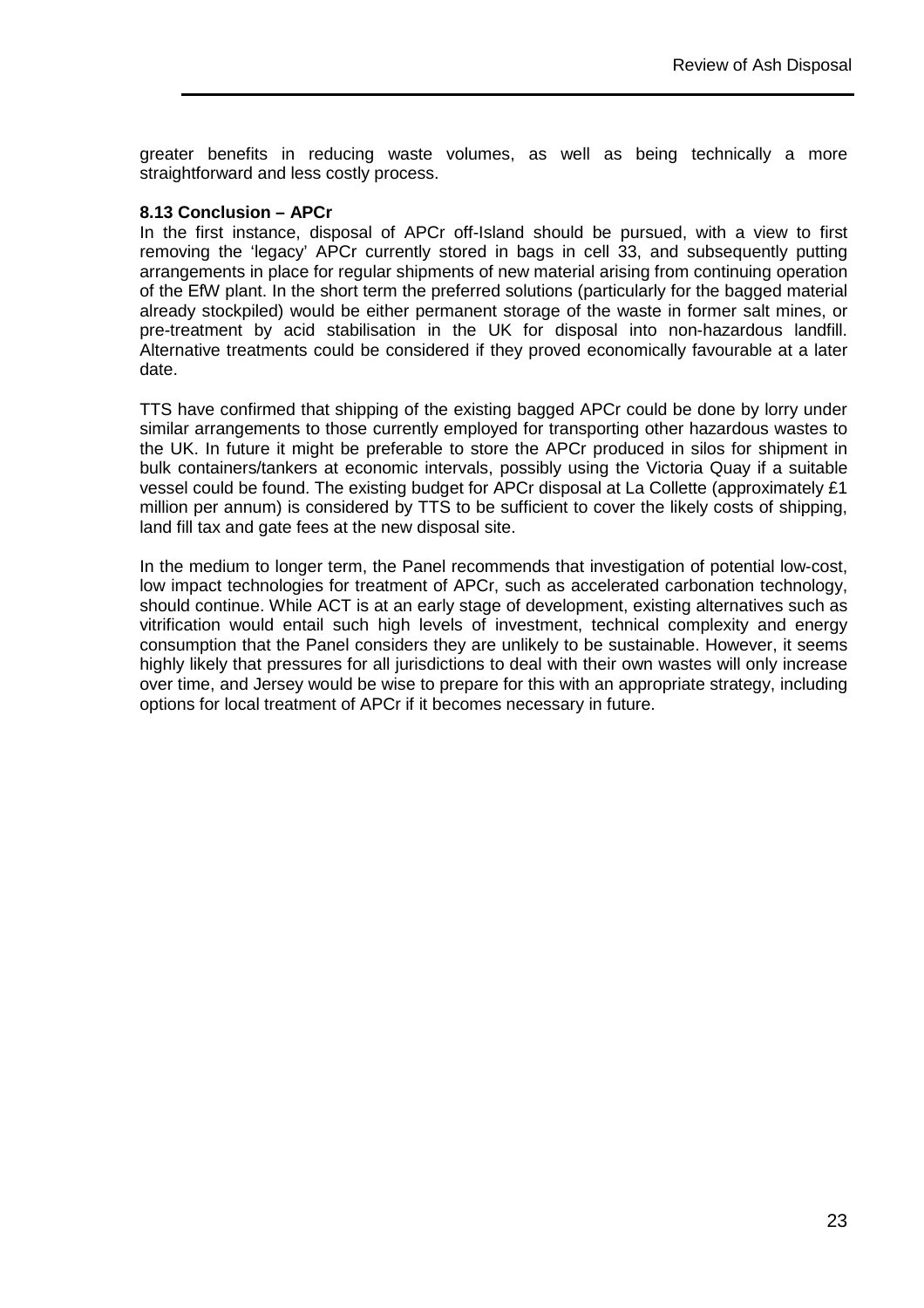greater benefits in reducing waste volumes, as well as being technically a more straightforward and less costly process.

**8.13 Conclusion – APCr**

In the first instance, disposal of APCr off-Island should be pursued, with a view to first removing the 'legacy' APCr currently stored in bags in cell 33, and subsequently putting arrangements in place for regular shipments of new material arising from continuing operation of the EfW plant. In the short term the preferred solutions (particularly for the bagged material already stockpiled) would be either permanent storage of the waste in former salt mines, or pre-treatment by acid stabilisation in the UK for disposal into non-hazardous landfill. Alternative treatments could be considered if they proved economically favourable at a later date.

TTS have confirmed that shipping of the existing bagged APCr could be done by lorry under similar arrangements to those currently employed for transporting other hazardous wastes to the UK. In future it might be preferable to store the APCr produced in silos for shipment in bulk containers/tankers at economic intervals, possibly using the Victoria Quay if a suitable vessel could be found. The existing budget for APCr disposal at La Collette (approximately £1 million per annum) is considered by TTS to be sufficient to cover the likely costs of shipping, land fill tax and gate fees at the new disposal site.

In the medium to longer term, the Panel recommends that investigation of potential low-cost, low impact technologies for treatment of APCr, such as accelerated carbonation technology, should continue. While ACT is at an early stage of development, existing alternatives such as vitrification would entail such high levels of investment, technical complexity and energy consumption that the Panel considers they are unlikely to be sustainable. However, it seems highly likely that pressures for all jurisdictions to deal with their own wastes will only increase over time, and Jersey would be wise to prepare for this with an appropriate strategy, including options for local treatment of APCr if it becomes necessary in future.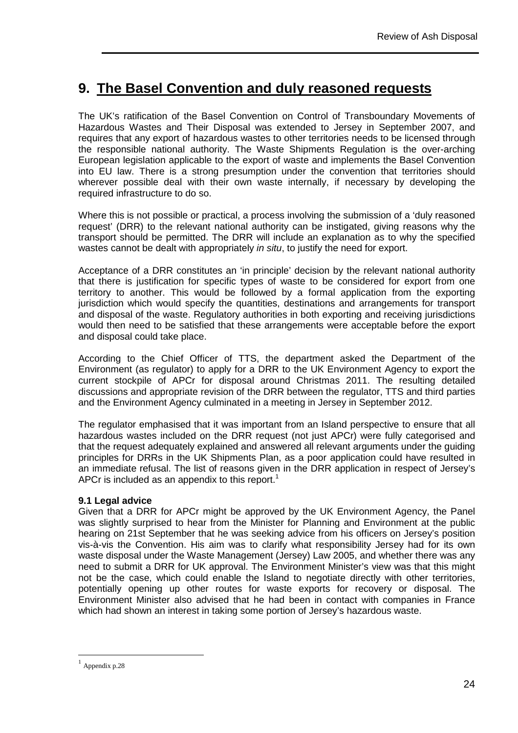# 9. The Basel Convention and duly reasoned requests

The UK's ratification of the Basel Convention on Control of Transboundary Movements of Hazardous Wastes and Their Disposal was extended to Jersey in September 2007, and requires that any export of hazardous wastes to other territories needs to be licensed through the responsible national authority. The Waste Shipments Regulation is the over-arching European legislation applicable to the export of waste and implements the Basel Convention into EU law. There is a strong presumption under the convention that territories should wherever possible deal with their own waste internally, if necessary by developing the required infrastructure to do so.

Where this is not possible or practical, a process involving the submission of a 'duly reasoned request' (DRR) to the relevant national authority can be instigated, giving reasons why the transport should be permitted. The DRR will include an explanation as to why the specified wastes cannot be dealt with appropriately *in situ*, to justify the need for export.

Acceptance of a DRR constitutes an 'in principle' decision by the relevant national authority that there is justification for specific types of waste to be considered for export from one territory to another. This would be followed by a formal application from the exporting jurisdiction which would specify the quantities, destinations and arrangements for transport and disposal of the waste. Regulatory authorities in both exporting and receiving jurisdictions would then need to be satisfied that these arrangements were acceptable before the export and disposal could take place.

According to the Chief Officer of TTS, the department asked the Department of the Environment (as regulator) to apply for a DRR to the UK Environment Agency to export the current stockpile of APCr for disposal around Christmas 2011. The resulting detailed discussions and appropriate revision of the DRR between the regulator, TTS and third parties and the Environment Agency culminated in a meeting in Jersey in September 2012.

The regulator emphasised that it was important from an Island perspective to ensure that all hazardous wastes included on the DRR request (not just APCr) were fully categorised and that the request adequately explained and answered all relevant arguments under the guiding principles for DRRs in the UK Shipments Plan, as a poor application could have resulted in an immediate refusal. The list of reasons given in the DRR application in respect of Jersey's APCr is included as an appendix to this report.[1]

**9.1 Legal advice**

Given that a DRR for APCr might be approved by the UK Environment Agency, the Panel was slightly surprised to hear from the Minister for Planning and Environment at the public hearing on 21st September that he was seeking advice from his officers on Jersey's position vis-à-vis the Convention. His aim was to clarify what responsibility Jersey had for its own waste disposal under the Waste Management (Jersey) Law 2005, and whether there was any need to submit a DRR for UK approval. The Environment Minister's view was that this might not be the case, which could enable the Island to negotiate directly with other territories, potentially opening up other routes for waste exports for recovery or disposal. The Environment Minister also advised that he had been in contact with companies in France which had shown an interest in taking some portion of Jersey's hazardous waste.

[1] Appendix p.28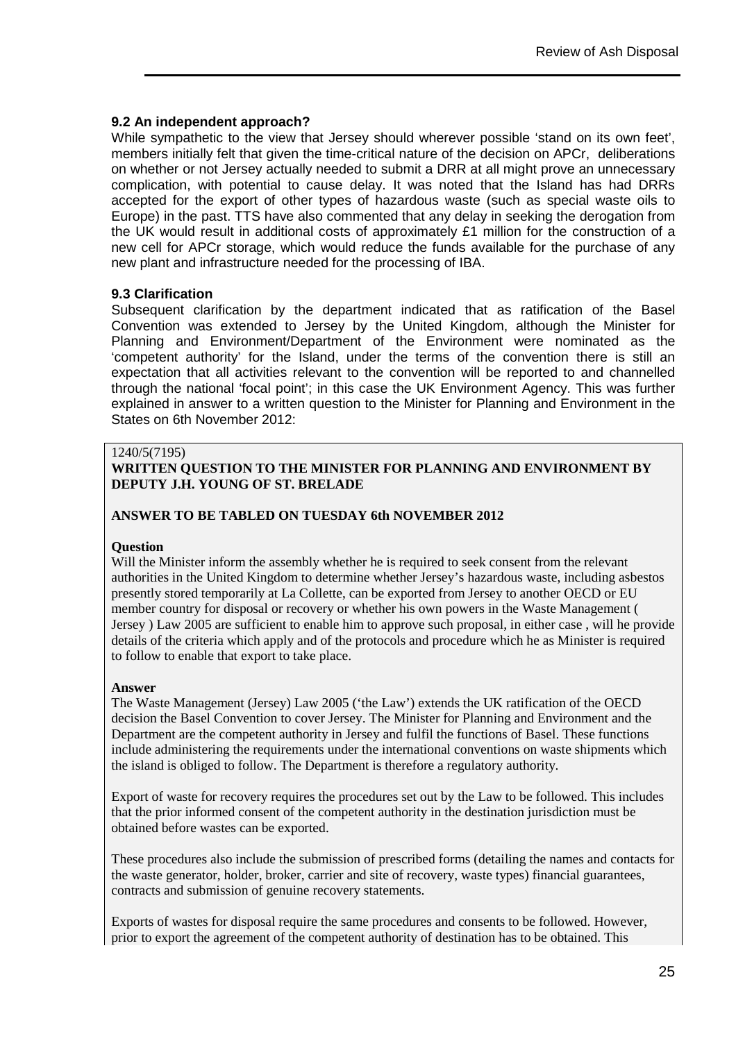### 9.2 An independent approach?

While sympathetic to the view that Jersey should wherever possible 'stand on its own feet', members initially felt that given the time-critical nature of the decision on APCr, deliberations on whether or not Jersey actually needed to submit a DRR at all might prove an unnecessary complication, with potential to cause delay. It was noted that the Island has had DRRs accepted for the export of other types of hazardous waste (such as special waste oils to Europe) in the past. TTS have also commented that any delay in seeking the derogation from the UK would result in additional costs of approximately £1 million for the construction of a new cell for APCr storage, which would reduce the funds available for the purchase of any new plant and infrastructure needed for the processing of IBA.

### 9.3 Clarification

Subsequent clarification by the department indicated that as ratification of the Basel Convention was extended to Jersey by the United Kingdom, although the Minister for Planning and Environment/Department of the Environment were nominated as the 'competent authority' for the Island, under the terms of the convention there is still an expectation that all activities relevant to the convention will be reported to and channelled through the national 'focal point'; in this case the UK Environment Agency. This was further explained in answer to a written question to the Minister for Planning and Environment in the States on 6th November 2012:

> 1240/5(7195)
>
> **WRITTEN QUESTION TO THE MINISTER FOR PLANNING AND ENVIRONMENT BY DEPUTY J.H. YOUNG OF ST. BRELADE**
>
> **ANSWER TO BE TABLED ON TUESDAY 6th NOVEMBER 2012**
>
> **Question**
>
> Will the Minister inform the assembly whether he is required to seek consent from the relevant authorities in the United Kingdom to determine whether Jersey's hazardous waste, including asbestos presently stored temporarily at La Collette, can be exported from Jersey to another OECD or EU member country for disposal or recovery or whether his own powers in the Waste Management ( Jersey ) Law 2005 are sufficient to enable him to approve such proposal, in either case , will he provide details of the criteria which apply and of the protocols and procedure which he as Minister is required to follow to enable that export to take place.
>
> **Answer**
>
> The Waste Management (Jersey) Law 2005 ('the Law') extends the UK ratification of the OECD decision the Basel Convention to cover Jersey. The Minister for Planning and Environment and the Department are the competent authority in Jersey and fulfil the functions of Basel. These functions include administering the requirements under the international conventions on waste shipments which the island is obliged to follow. The Department is therefore a regulatory authority.
>
> Export of waste for recovery requires the procedures set out by the Law to be followed. This includes that the prior informed consent of the competent authority in the destination jurisdiction must be obtained before wastes can be exported.
>
> These procedures also include the submission of prescribed forms (detailing the names and contacts for the waste generator, holder, broker, carrier and site of recovery, waste types) financial guarantees, contracts and submission of genuine recovery statements.
>
> Exports of wastes for disposal require the same procedures and consents to be followed. However, prior to export the agreement of the competent authority of destination has to be obtained. This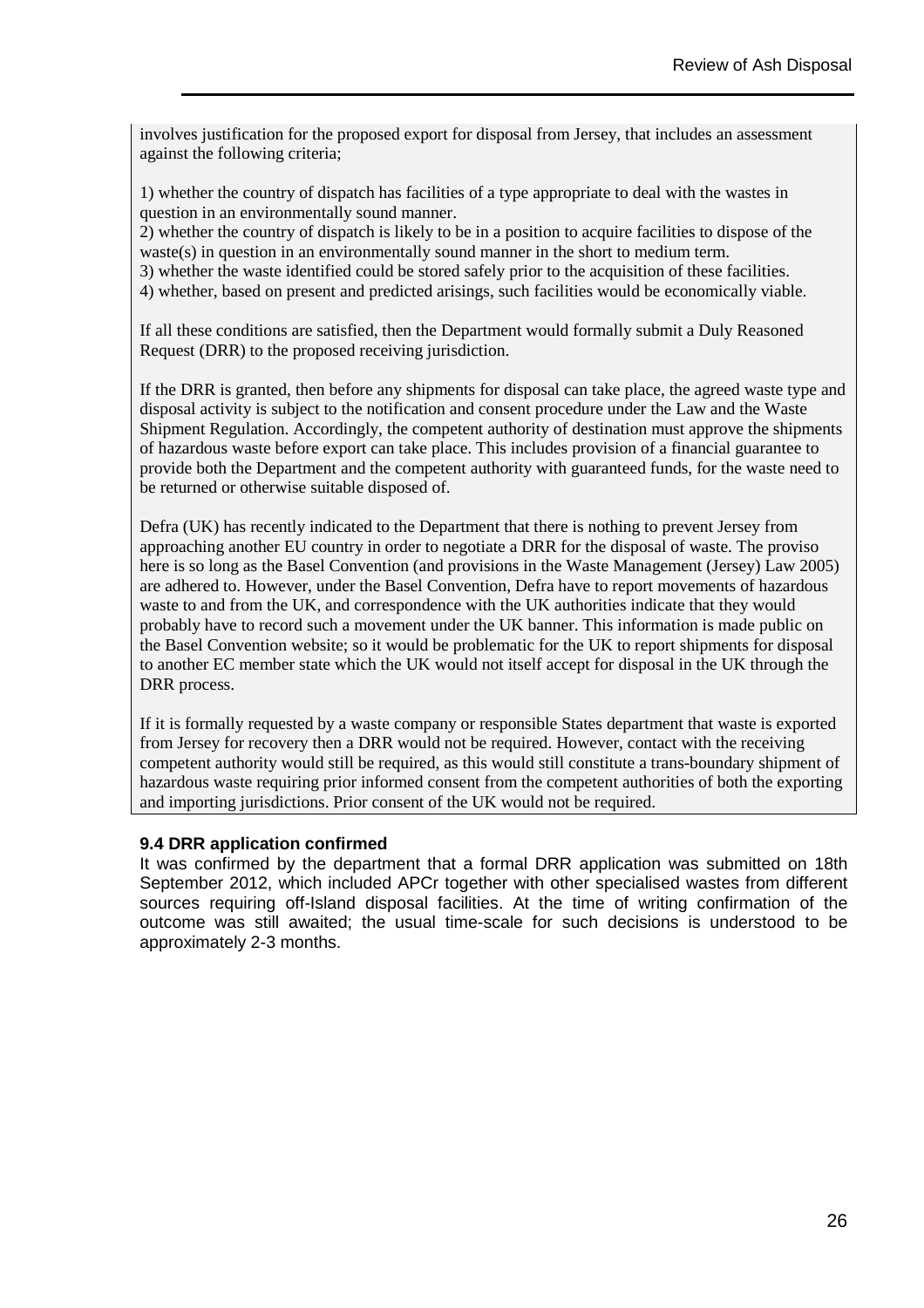involves justification for the proposed export for disposal from Jersey, that includes an assessment against the following criteria;

1) whether the country of dispatch has facilities of a type appropriate to deal with the wastes in question in an environmentally sound manner.
2) whether the country of dispatch is likely to be in a position to acquire facilities to dispose of the waste(s) in question in an environmentally sound manner in the short to medium term.
3) whether the waste identified could be stored safely prior to the acquisition of these facilities.
4) whether, based on present and predicted arisings, such facilities would be economically viable.

If all these conditions are satisfied, then the Department would formally submit a Duly Reasoned Request (DRR) to the proposed receiving jurisdiction.

If the DRR is granted, then before any shipments for disposal can take place, the agreed waste type and disposal activity is subject to the notification and consent procedure under the Law and the Waste Shipment Regulation. Accordingly, the competent authority of destination must approve the shipments of hazardous waste before export can take place. This includes provision of a financial guarantee to provide both the Department and the competent authority with guaranteed funds, for the waste need to be returned or otherwise suitable disposed of.

Defra (UK) has recently indicated to the Department that there is nothing to prevent Jersey from approaching another EU country in order to negotiate a DRR for the disposal of waste. The proviso here is so long as the Basel Convention (and provisions in the Waste Management (Jersey) Law 2005) are adhered to. However, under the Basel Convention, Defra have to report movements of hazardous waste to and from the UK, and correspondence with the UK authorities indicate that they would probably have to record such a movement under the UK banner. This information is made public on the Basel Convention website; so it would be problematic for the UK to report shipments for disposal to another EC member state which the UK would not itself accept for disposal in the UK through the DRR process.

If it is formally requested by a waste company or responsible States department that waste is exported from Jersey for recovery then a DRR would not be required. However, contact with the receiving competent authority would still be required, as this would still constitute a trans-boundary shipment of hazardous waste requiring prior informed consent from the competent authorities of both the exporting and importing jurisdictions. Prior consent of the UK would not be required.

### 9.4 DRR application confirmed

It was confirmed by the department that a formal DRR application was submitted on 18th September 2012, which included APCr together with other specialised wastes from different sources requiring off-Island disposal facilities. At the time of writing confirmation of the outcome was still awaited; the usual time-scale for such decisions is understood to be approximately 2-3 months.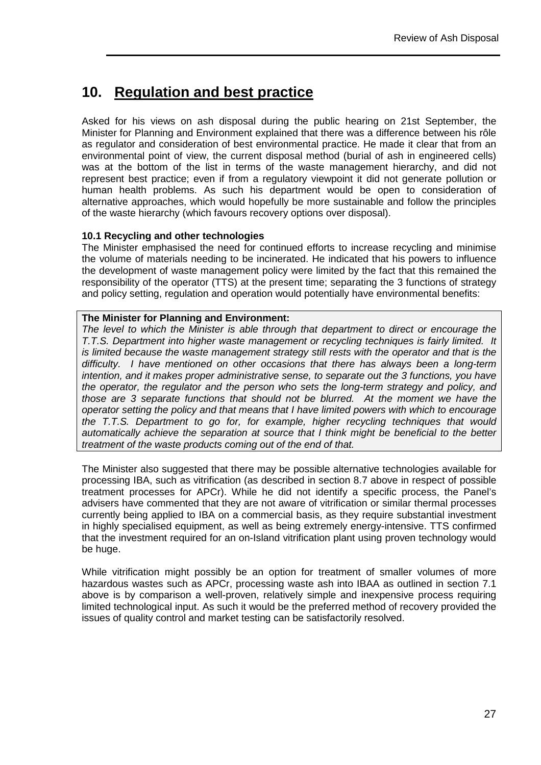# 10. Regulation and best practice

Asked for his views on ash disposal during the public hearing on 21st September, the Minister for Planning and Environment explained that there was a difference between his rôle as regulator and consideration of best environmental practice. He made it clear that from an environmental point of view, the current disposal method (burial of ash in engineered cells) was at the bottom of the list in terms of the waste management hierarchy, and did not represent best practice; even if from a regulatory viewpoint it did not generate pollution or human health problems. As such his department would be open to consideration of alternative approaches, which would hopefully be more sustainable and follow the principles of the waste hierarchy (which favours recovery options over disposal).

**10.1 Recycling and other technologies**

The Minister emphasised the need for continued efforts to increase recycling and minimise the volume of materials needing to be incinerated. He indicated that his powers to influence the development of waste management policy were limited by the fact that this remained the responsibility of the operator (TTS) at the present time; separating the 3 functions of strategy and policy setting, regulation and operation would potentially have environmental benefits:

> **The Minister for Planning and Environment:**
> *The level to which the Minister is able through that department to direct or encourage the T.T.S. Department into higher waste management or recycling techniques is fairly limited. It is limited because the waste management strategy still rests with the operator and that is the difficulty. I have mentioned on other occasions that there has always been a long-term intention, and it makes proper administrative sense, to separate out the 3 functions, you have the operator, the regulator and the person who sets the long-term strategy and policy, and those are 3 separate functions that should not be blurred. At the moment we have the operator setting the policy and that means that I have limited powers with which to encourage the T.T.S. Department to go for, for example, higher recycling techniques that would automatically achieve the separation at source that I think might be beneficial to the better treatment of the waste products coming out of the end of that.*

The Minister also suggested that there may be possible alternative technologies available for processing IBA, such as vitrification (as described in section 8.7 above in respect of possible treatment processes for APCr). While he did not identify a specific process, the Panel's advisers have commented that they are not aware of vitrification or similar thermal processes currently being applied to IBA on a commercial basis, as they require substantial investment in highly specialised equipment, as well as being extremely energy-intensive. TTS confirmed that the investment required for an on-Island vitrification plant using proven technology would be huge.

While vitrification might possibly be an option for treatment of smaller volumes of more hazardous wastes such as APCr, processing waste ash into IBAA as outlined in section 7.1 above is by comparison a well-proven, relatively simple and inexpensive process requiring limited technological input. As such it would be the preferred method of recovery provided the issues of quality control and market testing can be satisfactorily resolved.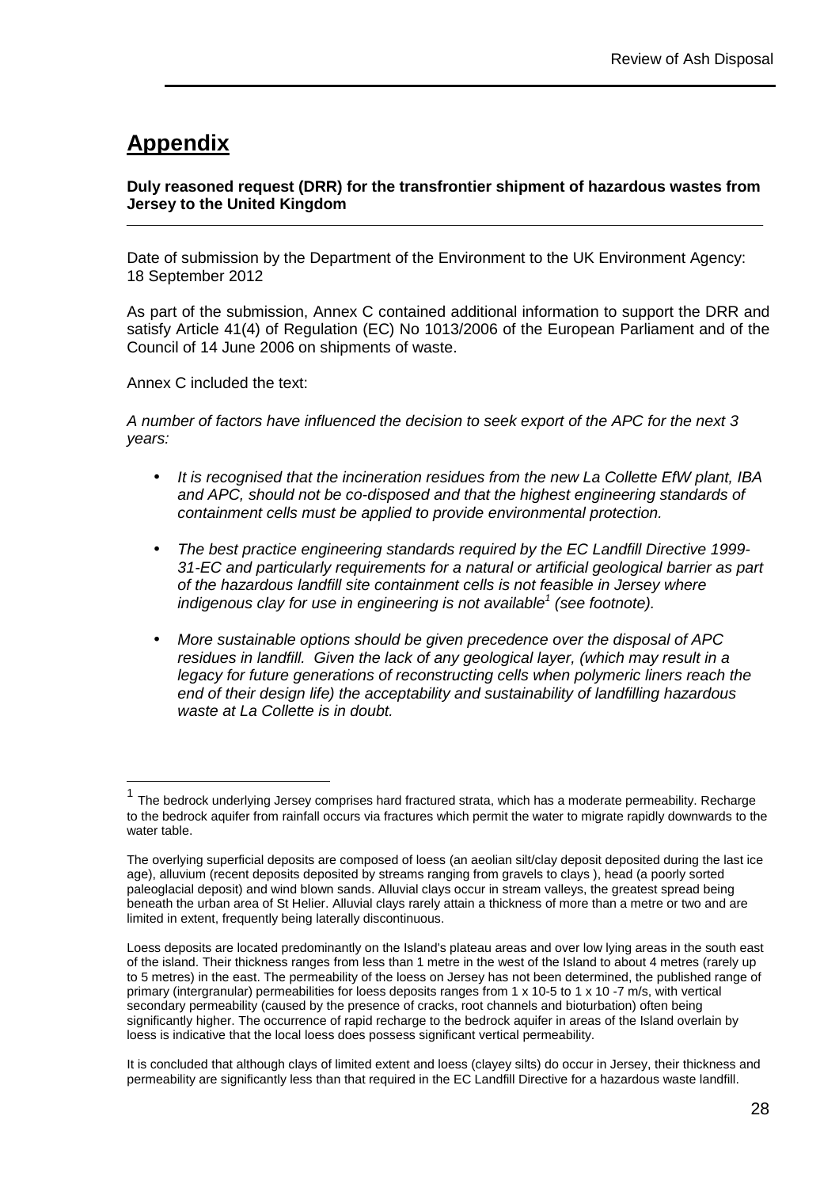# Appendix

**Duly reasoned request (DRR) for the transfrontier shipment of hazardous wastes from Jersey to the United Kingdom**

---

Date of submission by the Department of the Environment to the UK Environment Agency: 18 September 2012

As part of the submission, Annex C contained additional information to support the DRR and satisfy Article 41(4) of Regulation (EC) No 1013/2006 of the European Parliament and of the Council of 14 June 2006 on shipments of waste.

Annex C included the text:

*A number of factors have influenced the decision to seek export of the APC for the next 3 years:*

- *It is recognised that the incineration residues from the new La Collette EfW plant, IBA and APC, should not be co-disposed and that the highest engineering standards of containment cells must be applied to provide environmental protection.*
- *The best practice engineering standards required by the EC Landfill Directive 1999-31-EC and particularly requirements for a natural or artificial geological barrier as part of the hazardous landfill site containment cells is not feasible in Jersey where indigenous clay for use in engineering is not available[1] (see footnote).*
- *More sustainable options should be given precedence over the disposal of APC residues in landfill. Given the lack of any geological layer, (which may result in a legacy for future generations of reconstructing cells when polymeric liners reach the end of their design life) the acceptability and sustainability of landfilling hazardous waste at La Collette is in doubt.*

---

[1] The bedrock underlying Jersey comprises hard fractured strata, which has a moderate permeability. Recharge to the bedrock aquifer from rainfall occurs via fractures which permit the water to migrate rapidly downwards to the water table.

The overlying superficial deposits are composed of loess (an aeolian silt/clay deposit deposited during the last ice age), alluvium (recent deposits deposited by streams ranging from gravels to clays ), head (a poorly sorted paleoglacial deposit) and wind blown sands. Alluvial clays occur in stream valleys, the greatest spread being beneath the urban area of St Helier. Alluvial clays rarely attain a thickness of more than a metre or two and are limited in extent, frequently being laterally discontinuous.

Loess deposits are located predominantly on the Island's plateau areas and over low lying areas in the south east of the island. Their thickness ranges from less than 1 metre in the west of the Island to about 4 metres (rarely up to 5 metres) in the east. The permeability of the loess on Jersey has not been determined, the published range of primary (intergranular) permeabilities for loess deposits ranges from $1 \times 10^{-5}$ to $1 \times 10^{-7}$ m/s, with vertical secondary permeability (caused by the presence of cracks, root channels and bioturbation) often being significantly higher. The occurrence of rapid recharge to the bedrock aquifer in areas of the Island overlain by loess is indicative that the local loess does possess significant vertical permeability.

It is concluded that although clays of limited extent and loess (clayey silts) do occur in Jersey, their thickness and permeability are significantly less than that required in the EC Landfill Directive for a hazardous waste landfill.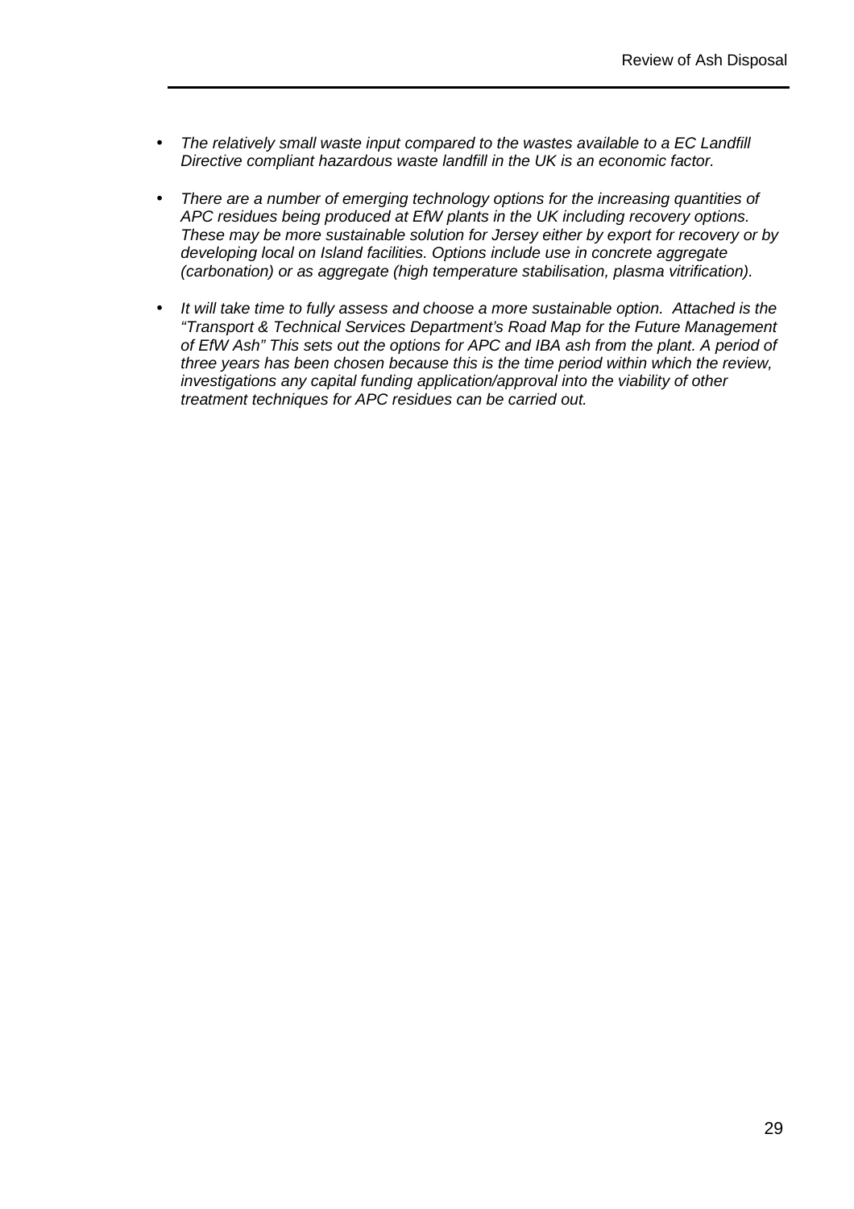- *The relatively small waste input compared to the wastes available to a EC Landfill Directive compliant hazardous waste landfill in the UK is an economic factor.*

- *There are a number of emerging technology options for the increasing quantities of APC residues being produced at EfW plants in the UK including recovery options. These may be more sustainable solution for Jersey either by export for recovery or by developing local on Island facilities. Options include use in concrete aggregate (carbonation) or as aggregate (high temperature stabilisation, plasma vitrification).*

- *It will take time to fully assess and choose a more sustainable option. Attached is the "Transport & Technical Services Department's Road Map for the Future Management of EfW Ash" This sets out the options for APC and IBA ash from the plant. A period of three years has been chosen because this is the time period within which the review, investigations any capital funding application/approval into the viability of other treatment techniques for APC residues can be carried out.*